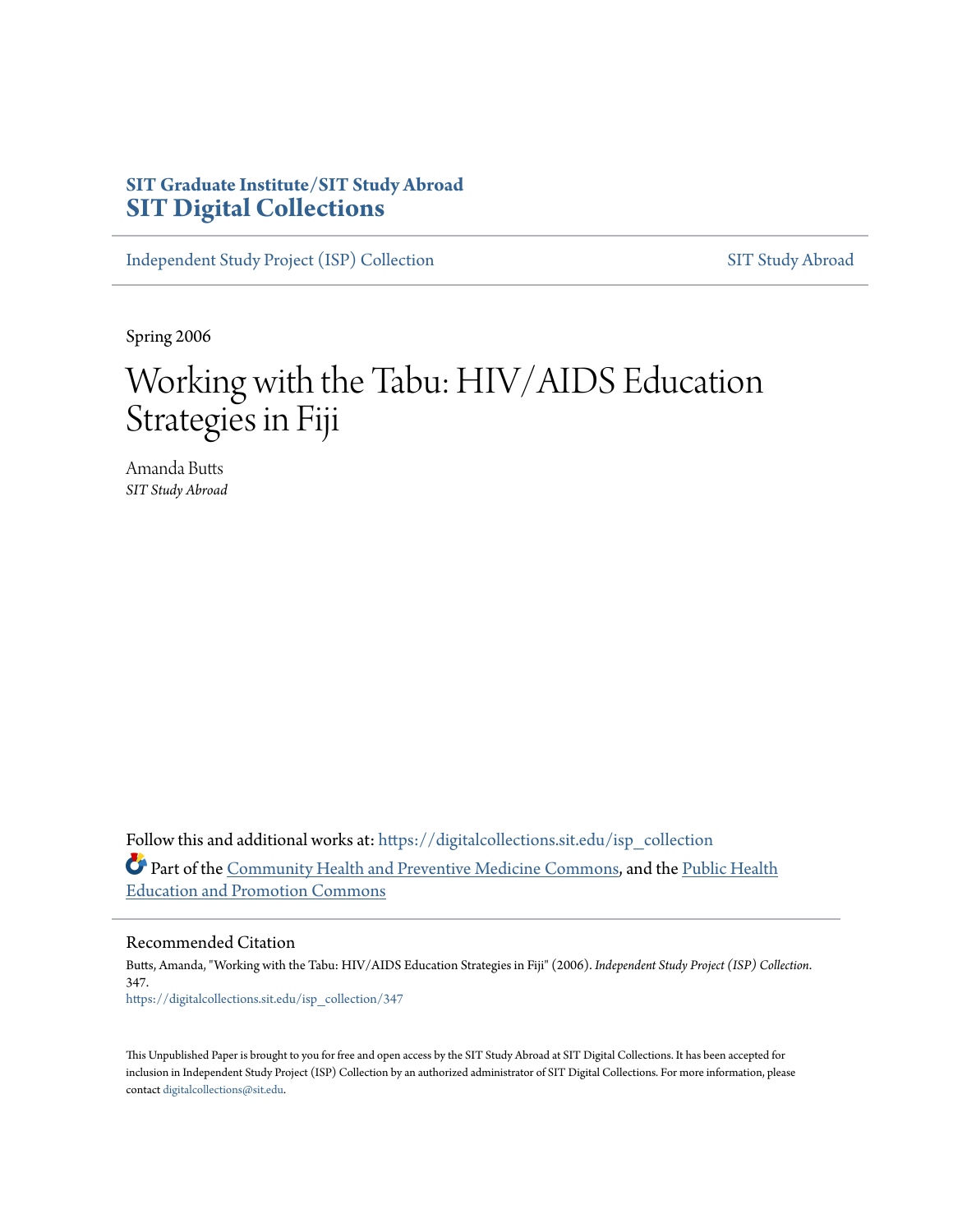**SIT Graduate Institute/SIT Study Abroad**
**SIT Digital Collections**

Independent Study Project (ISP) Collection | SIT Study Abroad

Spring 2006

# Working with the Tabu: HIV/AIDS Education Strategies in Fiji

Amanda Butts
*SIT Study Abroad*

Follow this and additional works at: https://digitalcollections.sit.edu/isp_collection

Part of the Community Health and Preventive Medicine Commons, and the Public Health Education and Promotion Commons

## Recommended Citation

Butts, Amanda, "Working with the Tabu: HIV/AIDS Education Strategies in Fiji" (2006). *Independent Study Project (ISP) Collection*. 347.
https://digitalcollections.sit.edu/isp_collection/347

This Unpublished Paper is brought to you for free and open access by the SIT Study Abroad at SIT Digital Collections. It has been accepted for inclusion in Independent Study Project (ISP) Collection by an authorized administrator of SIT Digital Collections. For more information, please contact digitalcollections@sit.edu.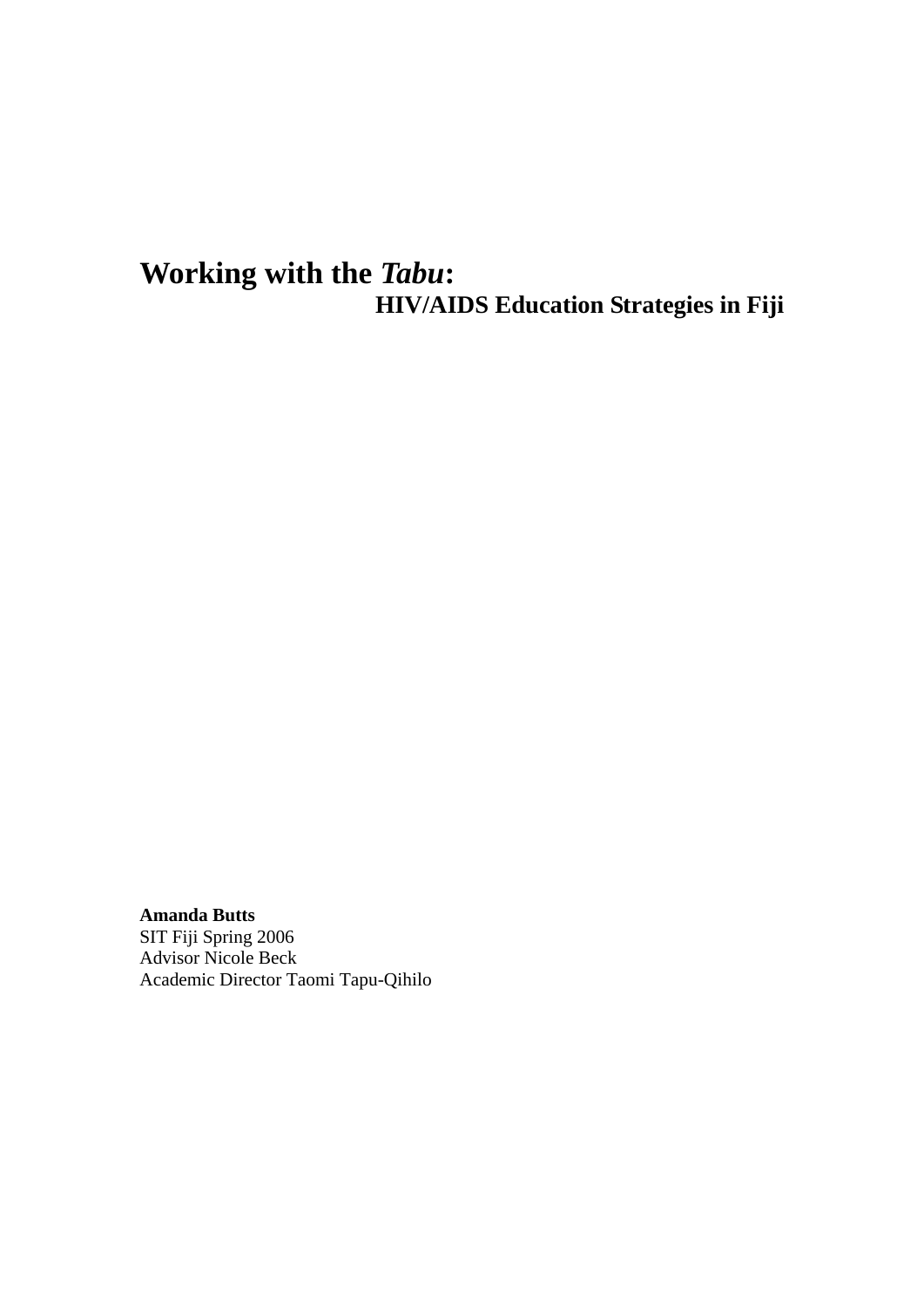# Working with the *Tabu*:

## HIV/AIDS Education Strategies in Fiji

**Amanda Butts**
SIT Fiji Spring 2006
Advisor Nicole Beck
Academic Director Taomi Tapu-Qihilo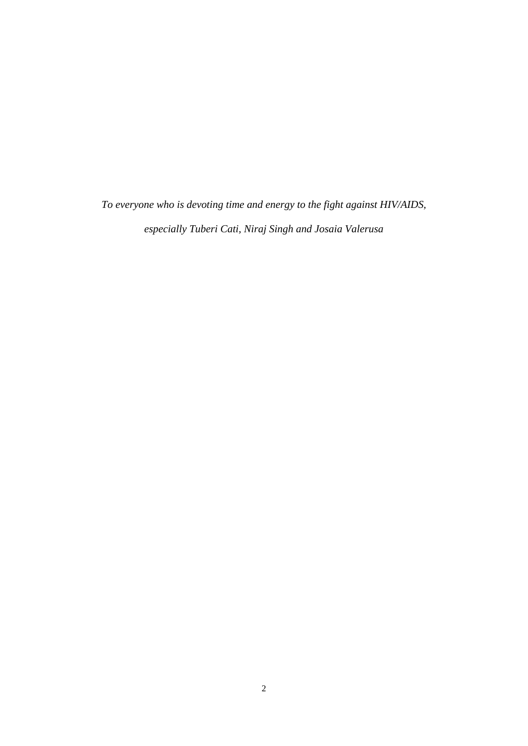*To everyone who is devoting time and energy to the fight against HIV/AIDS,*

*especially Tuberi Cati, Niraj Singh and Josaia Valerusa*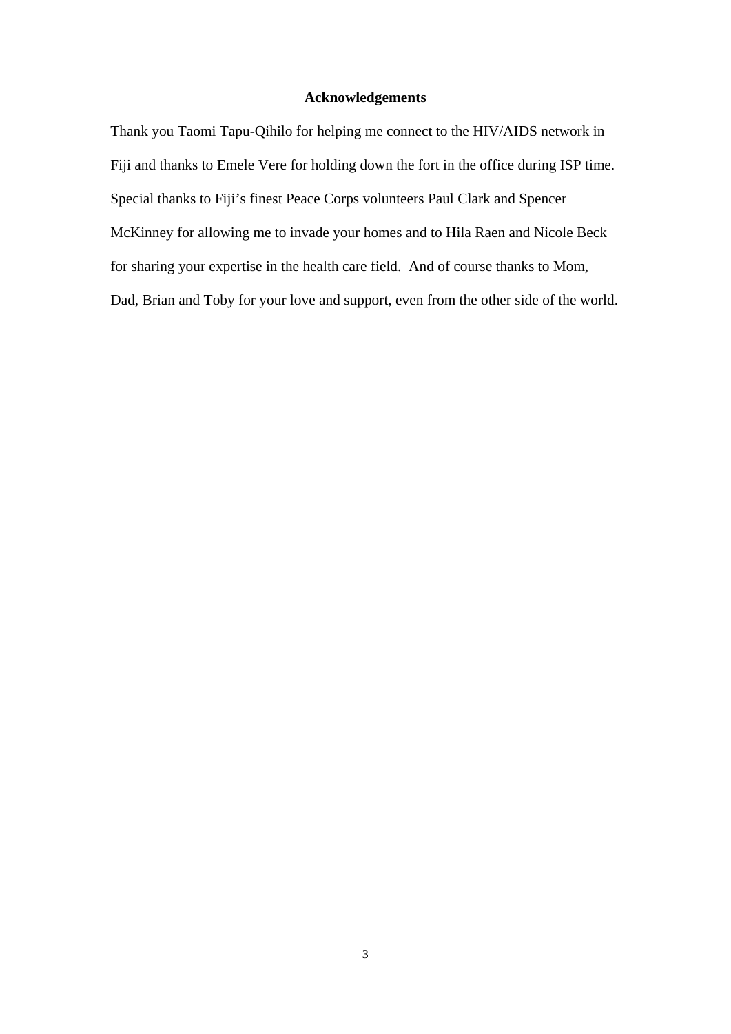## Acknowledgements

Thank you Taomi Tapu-Qihilo for helping me connect to the HIV/AIDS network in Fiji and thanks to Emele Vere for holding down the fort in the office during ISP time. Special thanks to Fiji's finest Peace Corps volunteers Paul Clark and Spencer McKinney for allowing me to invade your homes and to Hila Raen and Nicole Beck for sharing your expertise in the health care field. And of course thanks to Mom, Dad, Brian and Toby for your love and support, even from the other side of the world.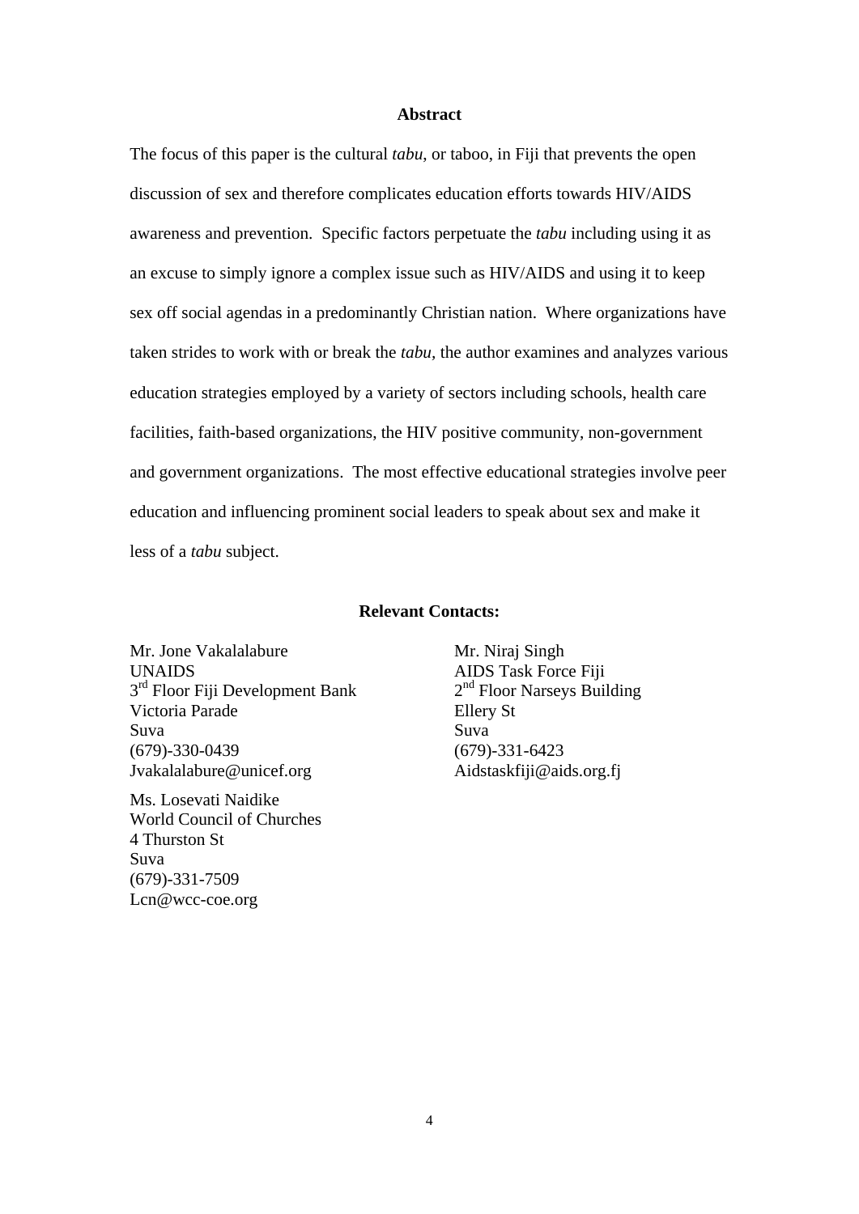## Abstract

The focus of this paper is the cultural *tabu*, or taboo, in Fiji that prevents the open discussion of sex and therefore complicates education efforts towards HIV/AIDS awareness and prevention. Specific factors perpetuate the *tabu* including using it as an excuse to simply ignore a complex issue such as HIV/AIDS and using it to keep sex off social agendas in a predominantly Christian nation. Where organizations have taken strides to work with or break the *tabu,* the author examines and analyzes various education strategies employed by a variety of sectors including schools, health care facilities, faith-based organizations, the HIV positive community, non-government and government organizations. The most effective educational strategies involve peer education and influencing prominent social leaders to speak about sex and make it less of a *tabu* subject.

### Relevant Contacts:

Mr. Jone Vakalalabure
UNAIDS
3rd Floor Fiji Development Bank
Victoria Parade
Suva
(679)-330-0439
Jvakalalabure@unicef.org

Mr. Niraj Singh
AIDS Task Force Fiji
2nd Floor Narseys Building
Ellery St
Suva
(679)-331-6423
Aidstaskfiji@aids.org.fj

Ms. Losevati Naidike
World Council of Churches
4 Thurston St
Suva
(679)-331-7509
Lcn@wcc-coe.org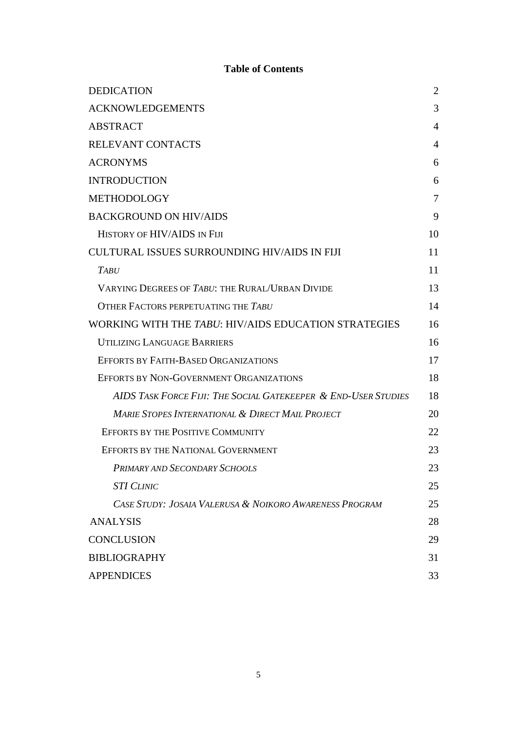**Table of Contents**

| | |
|---|---|
| DEDICATION | 2 |
| ACKNOWLEDGEMENTS | 3 |
| ABSTRACT | 4 |
| RELEVANT CONTACTS | 4 |
| ACRONYMS | 6 |
| INTRODUCTION | 6 |
| METHODOLOGY | 7 |
| BACKGROUND ON HIV/AIDS | 9 |
| History of HIV/AIDS in Fiji | 10 |
| CULTURAL ISSUES SURROUNDING HIV/AIDS IN FIJI | 11 |
| *Tabu* | 11 |
| Varying Degrees of *Tabu*: the Rural/Urban Divide | 13 |
| Other Factors perpetuating the *Tabu* | 14 |
| WORKING WITH THE *TABU*: HIV/AIDS EDUCATION STRATEGIES | 16 |
| Utilizing Language Barriers | 16 |
| Efforts by Faith-Based Organizations | 17 |
| Efforts by Non-Government Organizations | 18 |
| *AIDS Task Force Fiji: The Social Gatekeeper & End-User Studies* | 18 |
| *Marie Stopes International & Direct Mail Project* | 20 |
| Efforts by the Positive Community | 22 |
| Efforts by the National Government | 23 |
| *Primary and Secondary Schools* | 23 |
| *STI Clinic* | 25 |
| *Case Study: Josaia Valerusa & Noikoro Awareness Program* | 25 |
| ANALYSIS | 28 |
| CONCLUSION | 29 |
| BIBLIOGRAPHY | 31 |
| APPENDICES | 33 |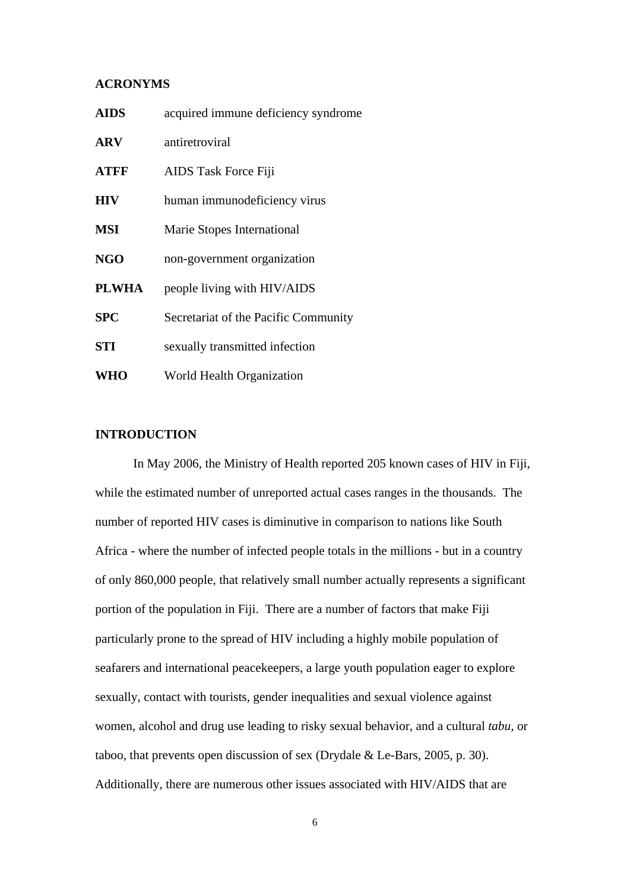## ACRONYMS

| | |
|---|---|
| **AIDS** | acquired immune deficiency syndrome |
| **ARV** | antiretroviral |
| **ATFF** | AIDS Task Force Fiji |
| **HIV** | human immunodeficiency virus |
| **MSI** | Marie Stopes International |
| **NGO** | non-government organization |
| **PLWHA** | people living with HIV/AIDS |
| **SPC** | Secretariat of the Pacific Community |
| **STI** | sexually transmitted infection |
| **WHO** | World Health Organization |

## INTRODUCTION

In May 2006, the Ministry of Health reported 205 known cases of HIV in Fiji, while the estimated number of unreported actual cases ranges in the thousands. The number of reported HIV cases is diminutive in comparison to nations like South Africa - where the number of infected people totals in the millions - but in a country of only 860,000 people, that relatively small number actually represents a significant portion of the population in Fiji. There are a number of factors that make Fiji particularly prone to the spread of HIV including a highly mobile population of seafarers and international peacekeepers, a large youth population eager to explore sexually, contact with tourists, gender inequalities and sexual violence against women, alcohol and drug use leading to risky sexual behavior, and a cultural *tabu*, or taboo, that prevents open discussion of sex (Drydale & Le-Bars, 2005, p. 30). Additionally, there are numerous other issues associated with HIV/AIDS that are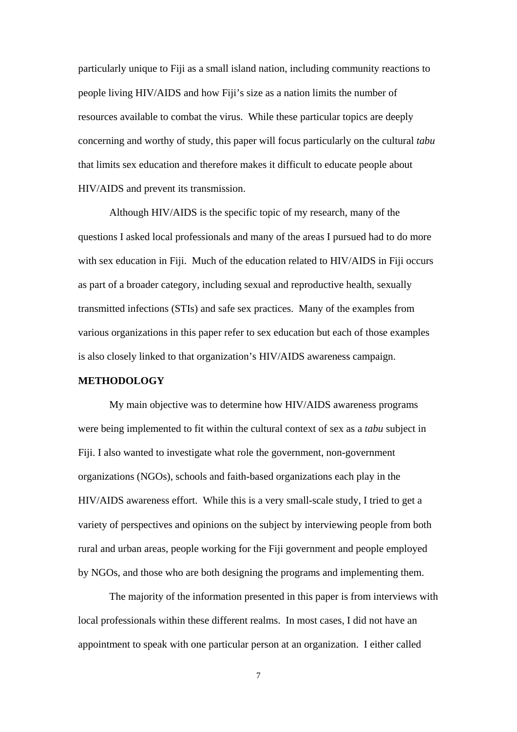particularly unique to Fiji as a small island nation, including community reactions to people living HIV/AIDS and how Fiji's size as a nation limits the number of resources available to combat the virus. While these particular topics are deeply concerning and worthy of study, this paper will focus particularly on the cultural *tabu* that limits sex education and therefore makes it difficult to educate people about HIV/AIDS and prevent its transmission.

Although HIV/AIDS is the specific topic of my research, many of the questions I asked local professionals and many of the areas I pursued had to do more with sex education in Fiji. Much of the education related to HIV/AIDS in Fiji occurs as part of a broader category, including sexual and reproductive health, sexually transmitted infections (STIs) and safe sex practices. Many of the examples from various organizations in this paper refer to sex education but each of those examples is also closely linked to that organization's HIV/AIDS awareness campaign.

## METHODOLOGY

My main objective was to determine how HIV/AIDS awareness programs were being implemented to fit within the cultural context of sex as a *tabu* subject in Fiji. I also wanted to investigate what role the government, non-government organizations (NGOs), schools and faith-based organizations each play in the HIV/AIDS awareness effort. While this is a very small-scale study, I tried to get a variety of perspectives and opinions on the subject by interviewing people from both rural and urban areas, people working for the Fiji government and people employed by NGOs, and those who are both designing the programs and implementing them.

The majority of the information presented in this paper is from interviews with local professionals within these different realms. In most cases, I did not have an appointment to speak with one particular person at an organization. I either called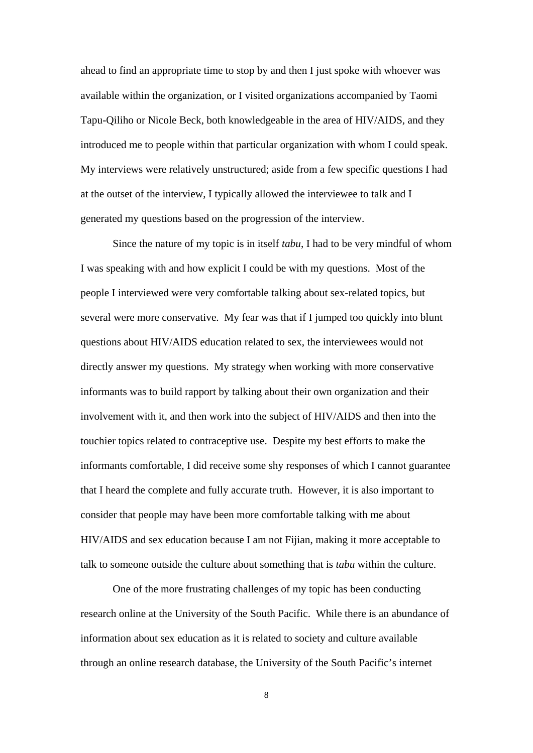ahead to find an appropriate time to stop by and then I just spoke with whoever was available within the organization, or I visited organizations accompanied by Taomi Tapu-Qiliho or Nicole Beck, both knowledgeable in the area of HIV/AIDS, and they introduced me to people within that particular organization with whom I could speak. My interviews were relatively unstructured; aside from a few specific questions I had at the outset of the interview, I typically allowed the interviewee to talk and I generated my questions based on the progression of the interview.

Since the nature of my topic is in itself *tabu*, I had to be very mindful of whom I was speaking with and how explicit I could be with my questions. Most of the people I interviewed were very comfortable talking about sex-related topics, but several were more conservative. My fear was that if I jumped too quickly into blunt questions about HIV/AIDS education related to sex, the interviewees would not directly answer my questions. My strategy when working with more conservative informants was to build rapport by talking about their own organization and their involvement with it, and then work into the subject of HIV/AIDS and then into the touchier topics related to contraceptive use. Despite my best efforts to make the informants comfortable, I did receive some shy responses of which I cannot guarantee that I heard the complete and fully accurate truth. However, it is also important to consider that people may have been more comfortable talking with me about HIV/AIDS and sex education because I am not Fijian, making it more acceptable to talk to someone outside the culture about something that is *tabu* within the culture.

One of the more frustrating challenges of my topic has been conducting research online at the University of the South Pacific. While there is an abundance of information about sex education as it is related to society and culture available through an online research database, the University of the South Pacific's internet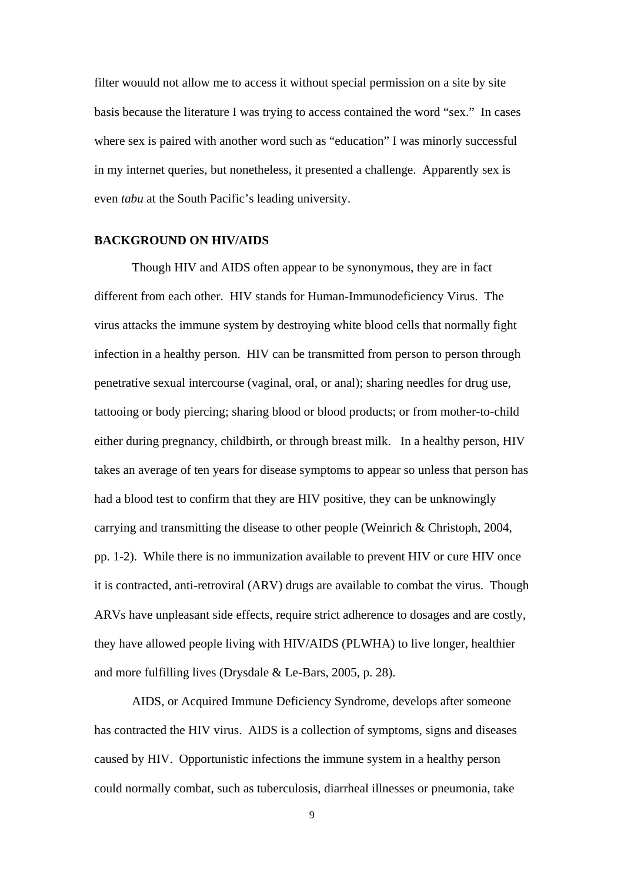filter wouuld not allow me to access it without special permission on a site by site basis because the literature I was trying to access contained the word "sex." In cases where sex is paired with another word such as "education" I was minorly successful in my internet queries, but nonetheless, it presented a challenge. Apparently sex is even *tabu* at the South Pacific's leading university.

## BACKGROUND ON HIV/AIDS

Though HIV and AIDS often appear to be synonymous, they are in fact different from each other. HIV stands for Human-Immunodeficiency Virus. The virus attacks the immune system by destroying white blood cells that normally fight infection in a healthy person. HIV can be transmitted from person to person through penetrative sexual intercourse (vaginal, oral, or anal); sharing needles for drug use, tattooing or body piercing; sharing blood or blood products; or from mother-to-child either during pregnancy, childbirth, or through breast milk. In a healthy person, HIV takes an average of ten years for disease symptoms to appear so unless that person has had a blood test to confirm that they are HIV positive, they can be unknowingly carrying and transmitting the disease to other people (Weinrich & Christoph, 2004, pp. 1-2). While there is no immunization available to prevent HIV or cure HIV once it is contracted, anti-retroviral (ARV) drugs are available to combat the virus. Though ARVs have unpleasant side effects, require strict adherence to dosages and are costly, they have allowed people living with HIV/AIDS (PLWHA) to live longer, healthier and more fulfilling lives (Drysdale & Le-Bars, 2005, p. 28).

AIDS, or Acquired Immune Deficiency Syndrome, develops after someone has contracted the HIV virus. AIDS is a collection of symptoms, signs and diseases caused by HIV. Opportunistic infections the immune system in a healthy person could normally combat, such as tuberculosis, diarrheal illnesses or pneumonia, take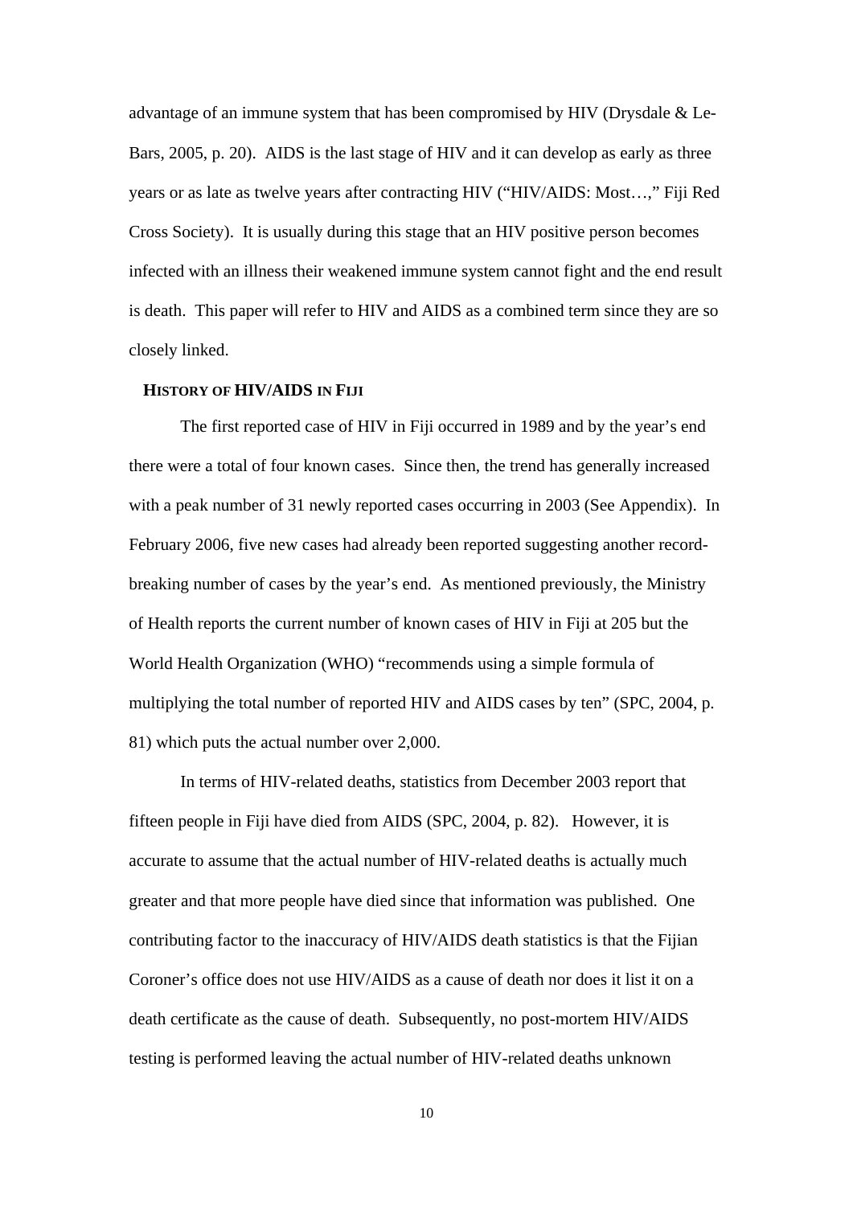advantage of an immune system that has been compromised by HIV (Drysdale & Le-Bars, 2005, p. 20). AIDS is the last stage of HIV and it can develop as early as three years or as late as twelve years after contracting HIV ("HIV/AIDS: Most…," Fiji Red Cross Society). It is usually during this stage that an HIV positive person becomes infected with an illness their weakened immune system cannot fight and the end result is death. This paper will refer to HIV and AIDS as a combined term since they are so closely linked.

### HISTORY OF HIV/AIDS IN FIJI

The first reported case of HIV in Fiji occurred in 1989 and by the year's end there were a total of four known cases. Since then, the trend has generally increased with a peak number of 31 newly reported cases occurring in 2003 (See Appendix). In February 2006, five new cases had already been reported suggesting another record-breaking number of cases by the year's end. As mentioned previously, the Ministry of Health reports the current number of known cases of HIV in Fiji at 205 but the World Health Organization (WHO) "recommends using a simple formula of multiplying the total number of reported HIV and AIDS cases by ten" (SPC, 2004, p. 81) which puts the actual number over 2,000.

In terms of HIV-related deaths, statistics from December 2003 report that fifteen people in Fiji have died from AIDS (SPC, 2004, p. 82). However, it is accurate to assume that the actual number of HIV-related deaths is actually much greater and that more people have died since that information was published. One contributing factor to the inaccuracy of HIV/AIDS death statistics is that the Fijian Coroner's office does not use HIV/AIDS as a cause of death nor does it list it on a death certificate as the cause of death. Subsequently, no post-mortem HIV/AIDS testing is performed leaving the actual number of HIV-related deaths unknown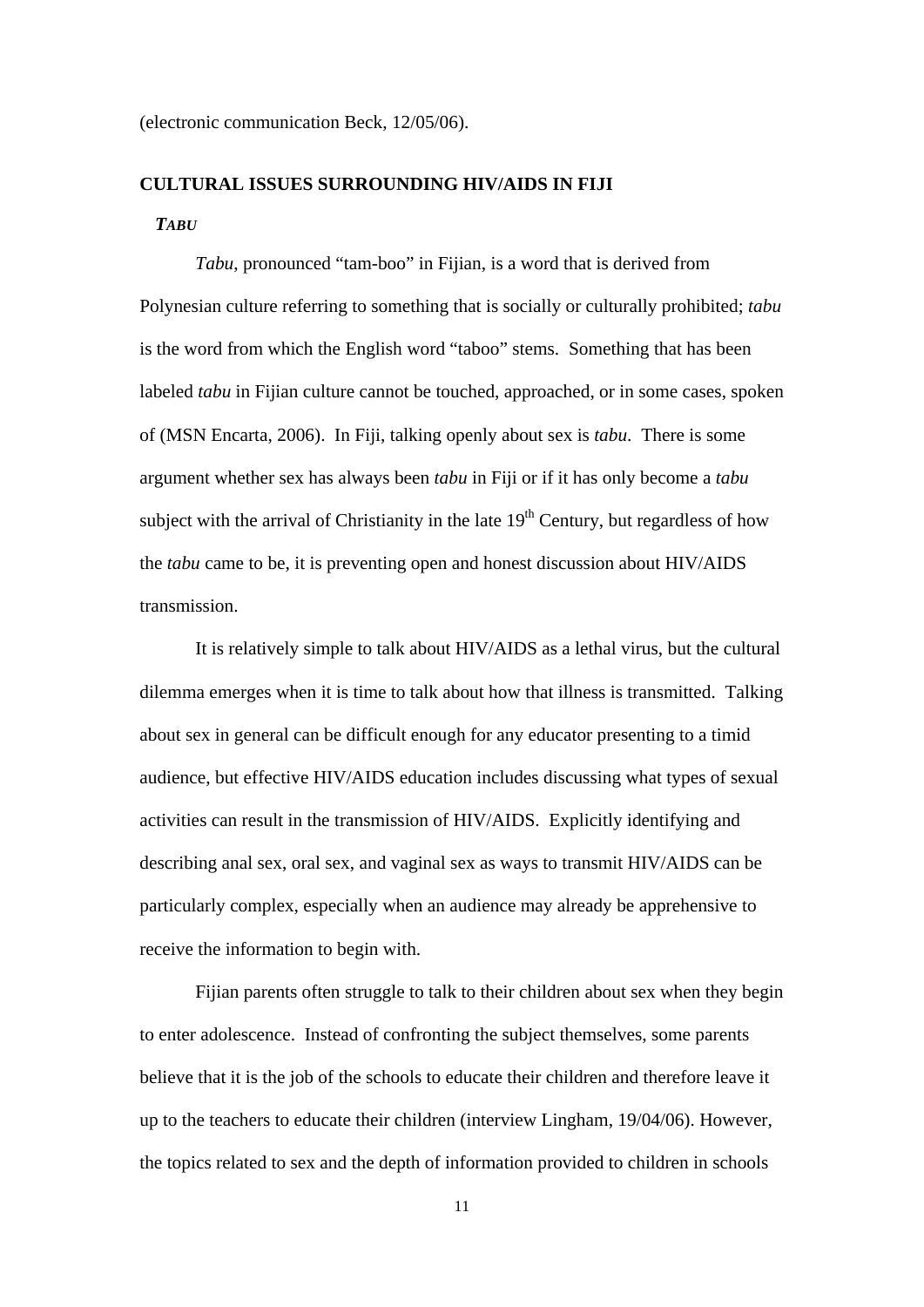(electronic communication Beck, 12/05/06).

## CULTURAL ISSUES SURROUNDING HIV/AIDS IN FIJI

### *TABU*

*Tabu*, pronounced "tam-boo" in Fijian, is a word that is derived from Polynesian culture referring to something that is socially or culturally prohibited; *tabu* is the word from which the English word "taboo" stems. Something that has been labeled *tabu* in Fijian culture cannot be touched, approached, or in some cases, spoken of (MSN Encarta, 2006). In Fiji, talking openly about sex is *tabu*. There is some argument whether sex has always been *tabu* in Fiji or if it has only become a *tabu* subject with the arrival of Christianity in the late 19th Century, but regardless of how the *tabu* came to be, it is preventing open and honest discussion about HIV/AIDS transmission.

It is relatively simple to talk about HIV/AIDS as a lethal virus, but the cultural dilemma emerges when it is time to talk about how that illness is transmitted. Talking about sex in general can be difficult enough for any educator presenting to a timid audience, but effective HIV/AIDS education includes discussing what types of sexual activities can result in the transmission of HIV/AIDS. Explicitly identifying and describing anal sex, oral sex, and vaginal sex as ways to transmit HIV/AIDS can be particularly complex, especially when an audience may already be apprehensive to receive the information to begin with.

Fijian parents often struggle to talk to their children about sex when they begin to enter adolescence. Instead of confronting the subject themselves, some parents believe that it is the job of the schools to educate their children and therefore leave it up to the teachers to educate their children (interview Lingham, 19/04/06). However, the topics related to sex and the depth of information provided to children in schools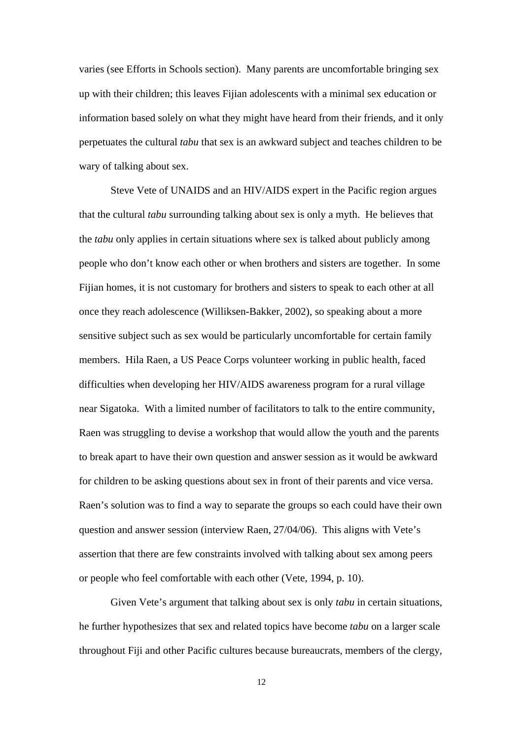varies (see Efforts in Schools section). Many parents are uncomfortable bringing sex up with their children; this leaves Fijian adolescents with a minimal sex education or information based solely on what they might have heard from their friends, and it only perpetuates the cultural *tabu* that sex is an awkward subject and teaches children to be wary of talking about sex.

Steve Vete of UNAIDS and an HIV/AIDS expert in the Pacific region argues that the cultural *tabu* surrounding talking about sex is only a myth. He believes that the *tabu* only applies in certain situations where sex is talked about publicly among people who don't know each other or when brothers and sisters are together. In some Fijian homes, it is not customary for brothers and sisters to speak to each other at all once they reach adolescence (Williksen-Bakker, 2002), so speaking about a more sensitive subject such as sex would be particularly uncomfortable for certain family members. Hila Raen, a US Peace Corps volunteer working in public health, faced difficulties when developing her HIV/AIDS awareness program for a rural village near Sigatoka. With a limited number of facilitators to talk to the entire community, Raen was struggling to devise a workshop that would allow the youth and the parents to break apart to have their own question and answer session as it would be awkward for children to be asking questions about sex in front of their parents and vice versa. Raen's solution was to find a way to separate the groups so each could have their own question and answer session (interview Raen, 27/04/06). This aligns with Vete's assertion that there are few constraints involved with talking about sex among peers or people who feel comfortable with each other (Vete, 1994, p. 10).

Given Vete's argument that talking about sex is only *tabu* in certain situations, he further hypothesizes that sex and related topics have become *tabu* on a larger scale throughout Fiji and other Pacific cultures because bureaucrats, members of the clergy,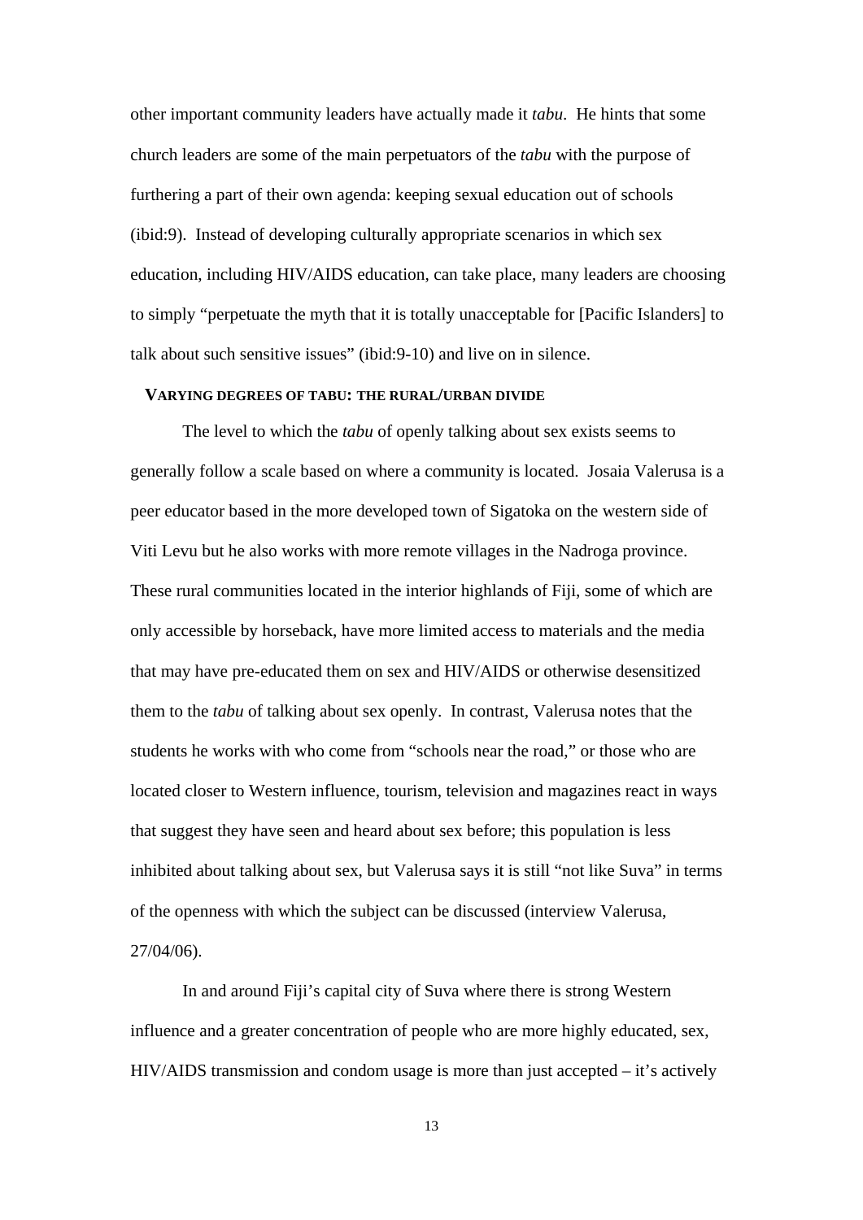other important community leaders have actually made it *tabu*. He hints that some church leaders are some of the main perpetuators of the *tabu* with the purpose of furthering a part of their own agenda: keeping sexual education out of schools (ibid:9). Instead of developing culturally appropriate scenarios in which sex education, including HIV/AIDS education, can take place, many leaders are choosing to simply "perpetuate the myth that it is totally unacceptable for [Pacific Islanders] to talk about such sensitive issues" (ibid:9-10) and live on in silence.

### VARYING DEGREES OF TABU: THE RURAL/URBAN DIVIDE

The level to which the *tabu* of openly talking about sex exists seems to generally follow a scale based on where a community is located. Josaia Valerusa is a peer educator based in the more developed town of Sigatoka on the western side of Viti Levu but he also works with more remote villages in the Nadroga province. These rural communities located in the interior highlands of Fiji, some of which are only accessible by horseback, have more limited access to materials and the media that may have pre-educated them on sex and HIV/AIDS or otherwise desensitized them to the *tabu* of talking about sex openly. In contrast, Valerusa notes that the students he works with who come from "schools near the road," or those who are located closer to Western influence, tourism, television and magazines react in ways that suggest they have seen and heard about sex before; this population is less inhibited about talking about sex, but Valerusa says it is still "not like Suva" in terms of the openness with which the subject can be discussed (interview Valerusa, 27/04/06).

In and around Fiji's capital city of Suva where there is strong Western influence and a greater concentration of people who are more highly educated, sex, HIV/AIDS transmission and condom usage is more than just accepted – it's actively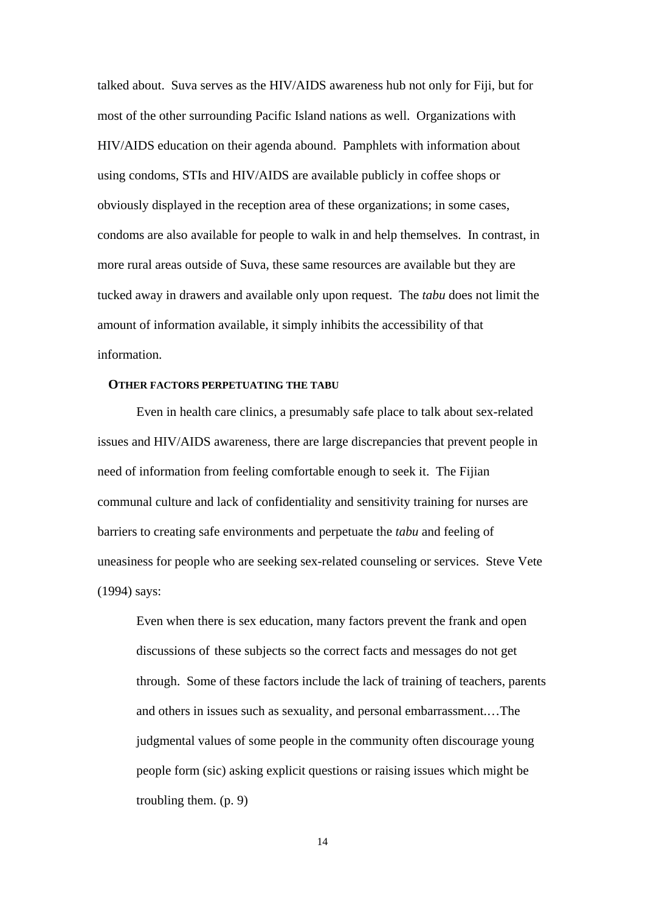talked about. Suva serves as the HIV/AIDS awareness hub not only for Fiji, but for most of the other surrounding Pacific Island nations as well. Organizations with HIV/AIDS education on their agenda abound. Pamphlets with information about using condoms, STIs and HIV/AIDS are available publicly in coffee shops or obviously displayed in the reception area of these organizations; in some cases, condoms are also available for people to walk in and help themselves. In contrast, in more rural areas outside of Suva, these same resources are available but they are tucked away in drawers and available only upon request. The *tabu* does not limit the amount of information available, it simply inhibits the accessibility of that information.

### Other factors perpetuating the tabu

Even in health care clinics, a presumably safe place to talk about sex-related issues and HIV/AIDS awareness, there are large discrepancies that prevent people in need of information from feeling comfortable enough to seek it. The Fijian communal culture and lack of confidentiality and sensitivity training for nurses are barriers to creating safe environments and perpetuate the *tabu* and feeling of uneasiness for people who are seeking sex-related counseling or services. Steve Vete (1994) says:

> Even when there is sex education, many factors prevent the frank and open discussions of these subjects so the correct facts and messages do not get through. Some of these factors include the lack of training of teachers, parents and others in issues such as sexuality, and personal embarrassment.…The judgmental values of some people in the community often discourage young people form (sic) asking explicit questions or raising issues which might be troubling them. (p. 9)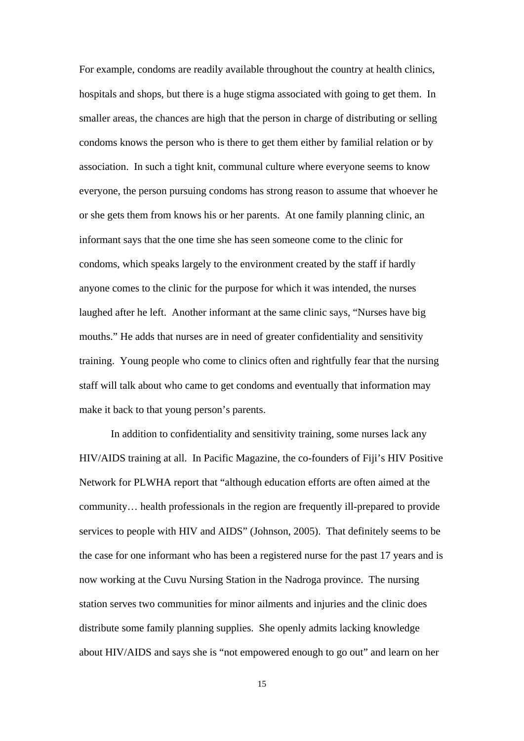For example, condoms are readily available throughout the country at health clinics, hospitals and shops, but there is a huge stigma associated with going to get them. In smaller areas, the chances are high that the person in charge of distributing or selling condoms knows the person who is there to get them either by familial relation or by association. In such a tight knit, communal culture where everyone seems to know everyone, the person pursuing condoms has strong reason to assume that whoever he or she gets them from knows his or her parents. At one family planning clinic, an informant says that the one time she has seen someone come to the clinic for condoms, which speaks largely to the environment created by the staff if hardly anyone comes to the clinic for the purpose for which it was intended, the nurses laughed after he left. Another informant at the same clinic says, "Nurses have big mouths." He adds that nurses are in need of greater confidentiality and sensitivity training. Young people who come to clinics often and rightfully fear that the nursing staff will talk about who came to get condoms and eventually that information may make it back to that young person's parents.

In addition to confidentiality and sensitivity training, some nurses lack any HIV/AIDS training at all. In Pacific Magazine, the co-founders of Fiji's HIV Positive Network for PLWHA report that "although education efforts are often aimed at the community… health professionals in the region are frequently ill-prepared to provide services to people with HIV and AIDS" (Johnson, 2005). That definitely seems to be the case for one informant who has been a registered nurse for the past 17 years and is now working at the Cuvu Nursing Station in the Nadroga province. The nursing station serves two communities for minor ailments and injuries and the clinic does distribute some family planning supplies. She openly admits lacking knowledge about HIV/AIDS and says she is "not empowered enough to go out" and learn on her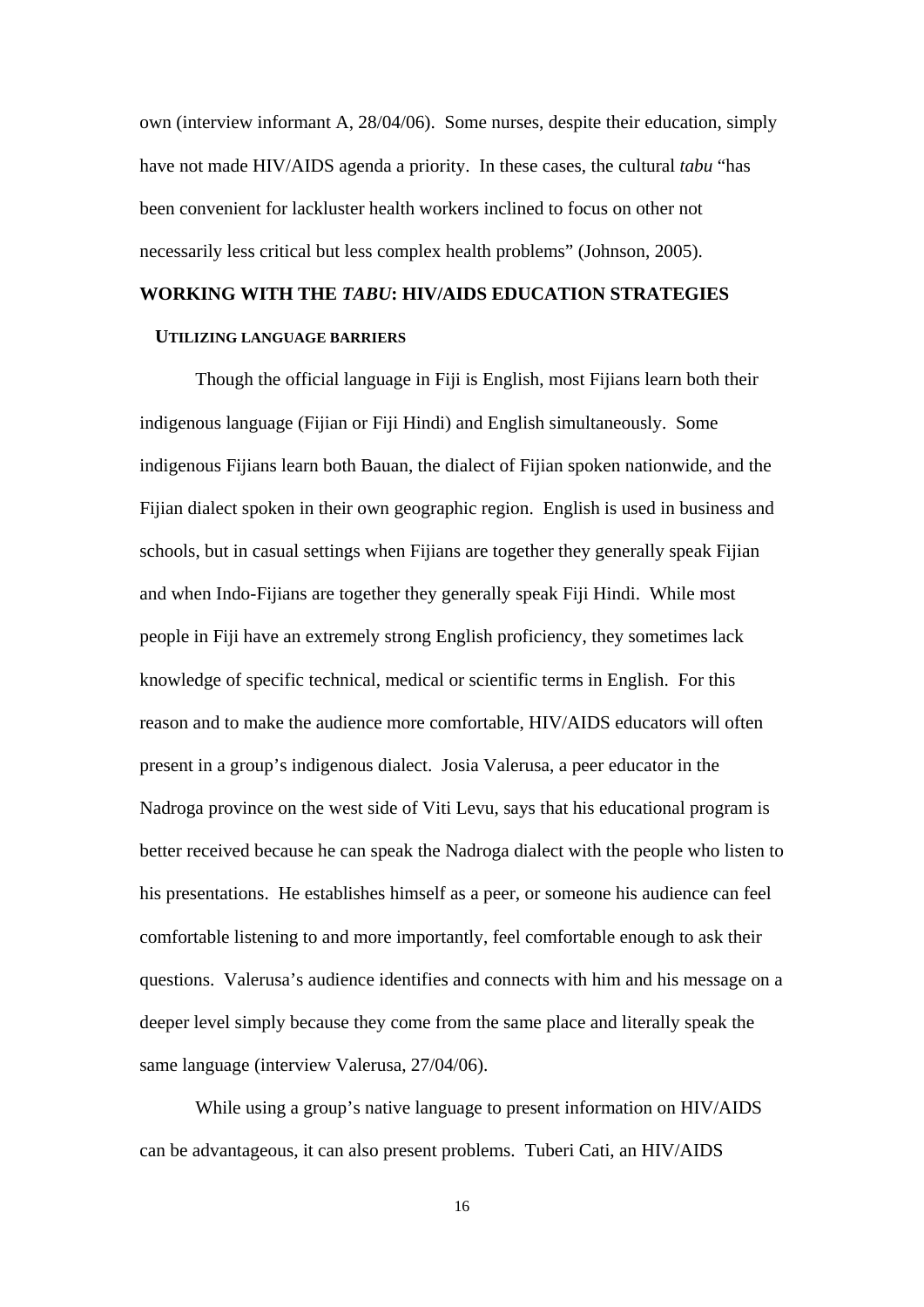own (interview informant A, 28/04/06). Some nurses, despite their education, simply have not made HIV/AIDS agenda a priority. In these cases, the cultural *tabu* "has been convenient for lackluster health workers inclined to focus on other not necessarily less critical but less complex health problems" (Johnson, 2005).

## WORKING WITH THE *TABU*: HIV/AIDS EDUCATION STRATEGIES

### UTILIZING LANGUAGE BARRIERS

Though the official language in Fiji is English, most Fijians learn both their indigenous language (Fijian or Fiji Hindi) and English simultaneously. Some indigenous Fijians learn both Bauan, the dialect of Fijian spoken nationwide, and the Fijian dialect spoken in their own geographic region. English is used in business and schools, but in casual settings when Fijians are together they generally speak Fijian and when Indo-Fijians are together they generally speak Fiji Hindi. While most people in Fiji have an extremely strong English proficiency, they sometimes lack knowledge of specific technical, medical or scientific terms in English. For this reason and to make the audience more comfortable, HIV/AIDS educators will often present in a group's indigenous dialect. Josia Valerusa, a peer educator in the Nadroga province on the west side of Viti Levu, says that his educational program is better received because he can speak the Nadroga dialect with the people who listen to his presentations. He establishes himself as a peer, or someone his audience can feel comfortable listening to and more importantly, feel comfortable enough to ask their questions. Valerusa's audience identifies and connects with him and his message on a deeper level simply because they come from the same place and literally speak the same language (interview Valerusa, 27/04/06).

While using a group's native language to present information on HIV/AIDS can be advantageous, it can also present problems. Tuberi Cati, an HIV/AIDS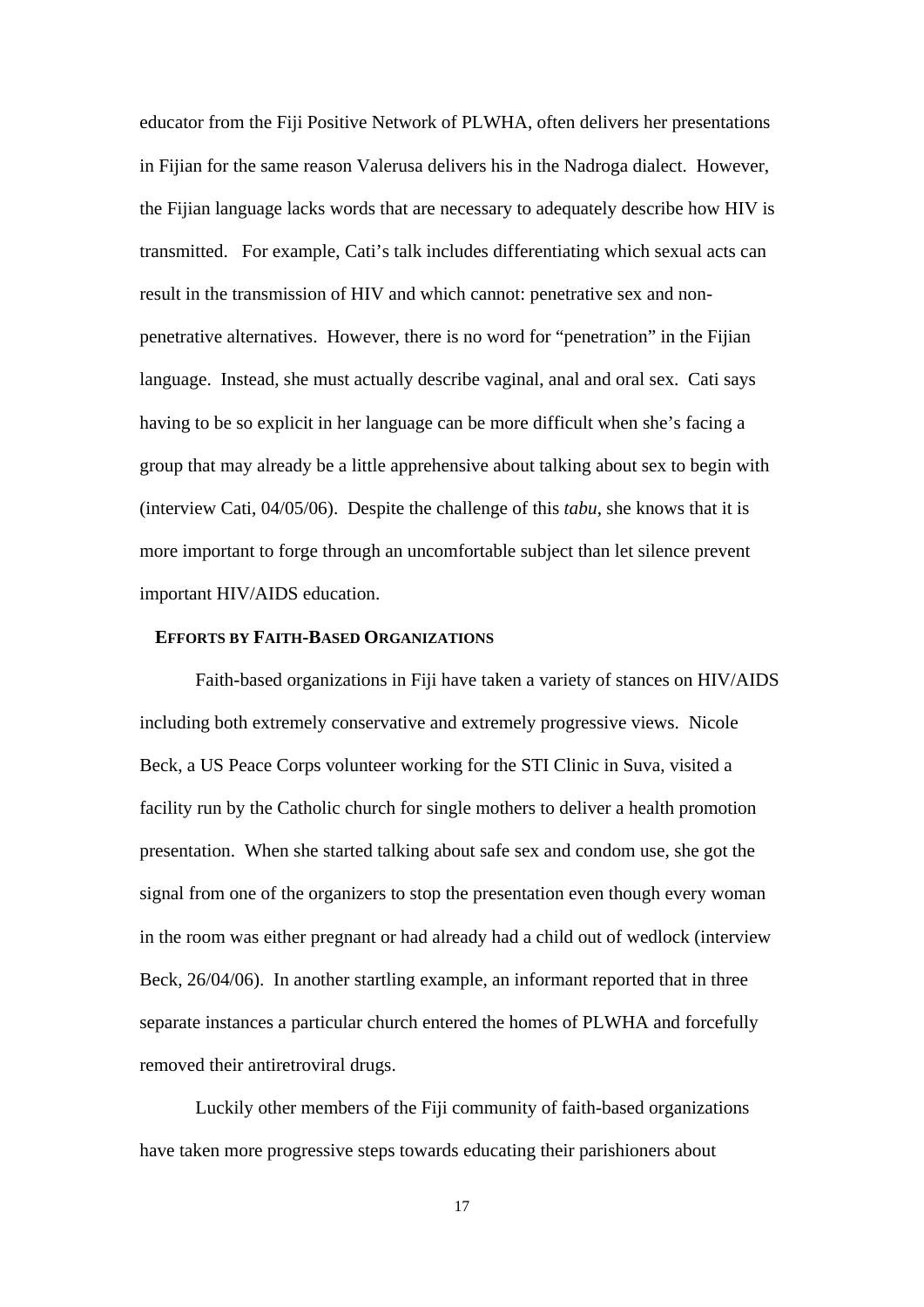educator from the Fiji Positive Network of PLWHA, often delivers her presentations in Fijian for the same reason Valerusa delivers his in the Nadroga dialect. However, the Fijian language lacks words that are necessary to adequately describe how HIV is transmitted. For example, Cati's talk includes differentiating which sexual acts can result in the transmission of HIV and which cannot: penetrative sex and non-penetrative alternatives. However, there is no word for "penetration" in the Fijian language. Instead, she must actually describe vaginal, anal and oral sex. Cati says having to be so explicit in her language can be more difficult when she's facing a group that may already be a little apprehensive about talking about sex to begin with (interview Cati, 04/05/06). Despite the challenge of this *tabu*, she knows that it is more important to forge through an uncomfortable subject than let silence prevent important HIV/AIDS education.

### EFFORTS BY FAITH-BASED ORGANIZATIONS

Faith-based organizations in Fiji have taken a variety of stances on HIV/AIDS including both extremely conservative and extremely progressive views. Nicole Beck, a US Peace Corps volunteer working for the STI Clinic in Suva, visited a facility run by the Catholic church for single mothers to deliver a health promotion presentation. When she started talking about safe sex and condom use, she got the signal from one of the organizers to stop the presentation even though every woman in the room was either pregnant or had already had a child out of wedlock (interview Beck, 26/04/06). In another startling example, an informant reported that in three separate instances a particular church entered the homes of PLWHA and forcefully removed their antiretroviral drugs.

Luckily other members of the Fiji community of faith-based organizations have taken more progressive steps towards educating their parishioners about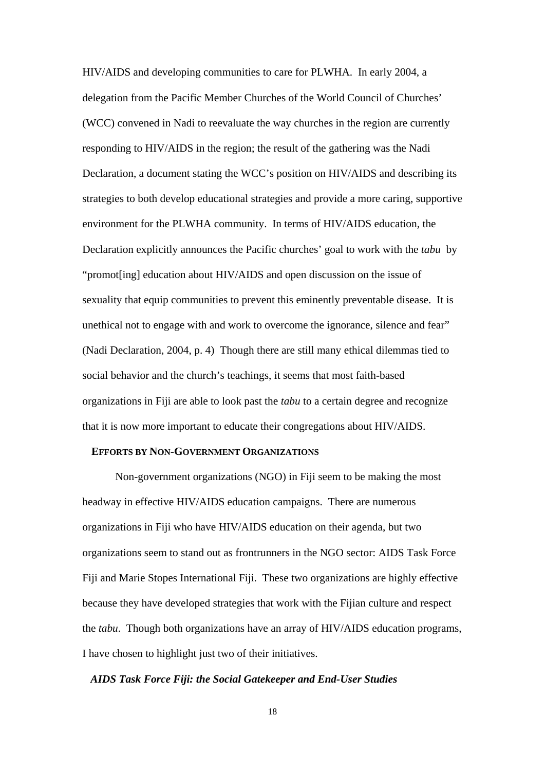HIV/AIDS and developing communities to care for PLWHA. In early 2004, a delegation from the Pacific Member Churches of the World Council of Churches' (WCC) convened in Nadi to reevaluate the way churches in the region are currently responding to HIV/AIDS in the region; the result of the gathering was the Nadi Declaration, a document stating the WCC's position on HIV/AIDS and describing its strategies to both develop educational strategies and provide a more caring, supportive environment for the PLWHA community. In terms of HIV/AIDS education, the Declaration explicitly announces the Pacific churches' goal to work with the *tabu* by "promot[ing] education about HIV/AIDS and open discussion on the issue of sexuality that equip communities to prevent this eminently preventable disease. It is unethical not to engage with and work to overcome the ignorance, silence and fear" (Nadi Declaration, 2004, p. 4) Though there are still many ethical dilemmas tied to social behavior and the church's teachings, it seems that most faith-based organizations in Fiji are able to look past the *tabu* to a certain degree and recognize that it is now more important to educate their congregations about HIV/AIDS.

## EFFORTS BY NON-GOVERNMENT ORGANIZATIONS

Non-government organizations (NGO) in Fiji seem to be making the most headway in effective HIV/AIDS education campaigns. There are numerous organizations in Fiji who have HIV/AIDS education on their agenda, but two organizations seem to stand out as frontrunners in the NGO sector: AIDS Task Force Fiji and Marie Stopes International Fiji. These two organizations are highly effective because they have developed strategies that work with the Fijian culture and respect the *tabu*. Though both organizations have an array of HIV/AIDS education programs, I have chosen to highlight just two of their initiatives.

### *AIDS Task Force Fiji: the Social Gatekeeper and End-User Studies*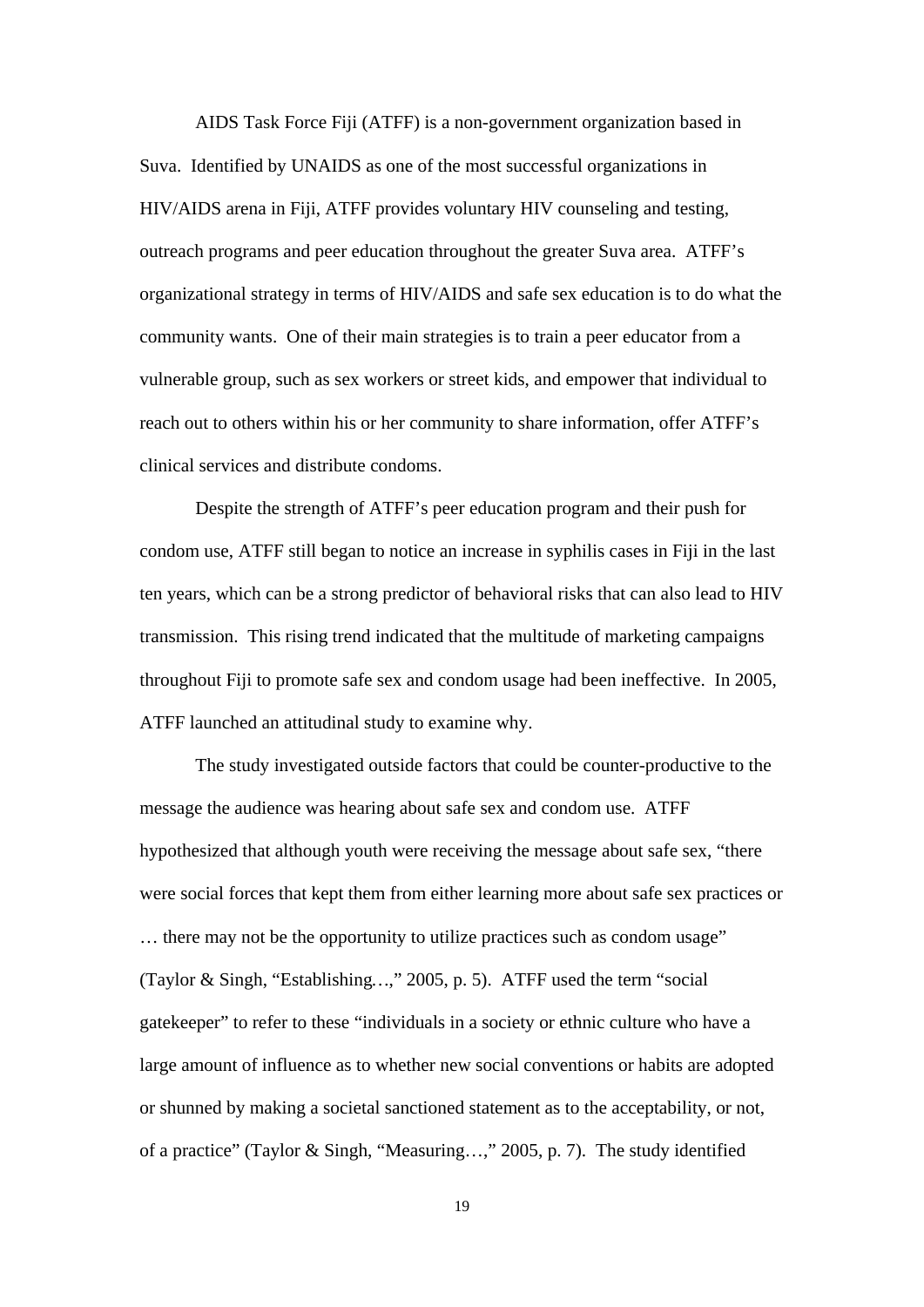AIDS Task Force Fiji (ATFF) is a non-government organization based in Suva. Identified by UNAIDS as one of the most successful organizations in HIV/AIDS arena in Fiji, ATFF provides voluntary HIV counseling and testing, outreach programs and peer education throughout the greater Suva area. ATFF's organizational strategy in terms of HIV/AIDS and safe sex education is to do what the community wants. One of their main strategies is to train a peer educator from a vulnerable group, such as sex workers or street kids, and empower that individual to reach out to others within his or her community to share information, offer ATFF's clinical services and distribute condoms.

Despite the strength of ATFF's peer education program and their push for condom use, ATFF still began to notice an increase in syphilis cases in Fiji in the last ten years, which can be a strong predictor of behavioral risks that can also lead to HIV transmission. This rising trend indicated that the multitude of marketing campaigns throughout Fiji to promote safe sex and condom usage had been ineffective. In 2005, ATFF launched an attitudinal study to examine why.

The study investigated outside factors that could be counter-productive to the message the audience was hearing about safe sex and condom use. ATFF hypothesized that although youth were receiving the message about safe sex, "there were social forces that kept them from either learning more about safe sex practices or … there may not be the opportunity to utilize practices such as condom usage" (Taylor & Singh, "Establishing…," 2005, p. 5). ATFF used the term "social gatekeeper" to refer to these "individuals in a society or ethnic culture who have a large amount of influence as to whether new social conventions or habits are adopted or shunned by making a societal sanctioned statement as to the acceptability, or not, of a practice" (Taylor & Singh, "Measuring…," 2005, p. 7). The study identified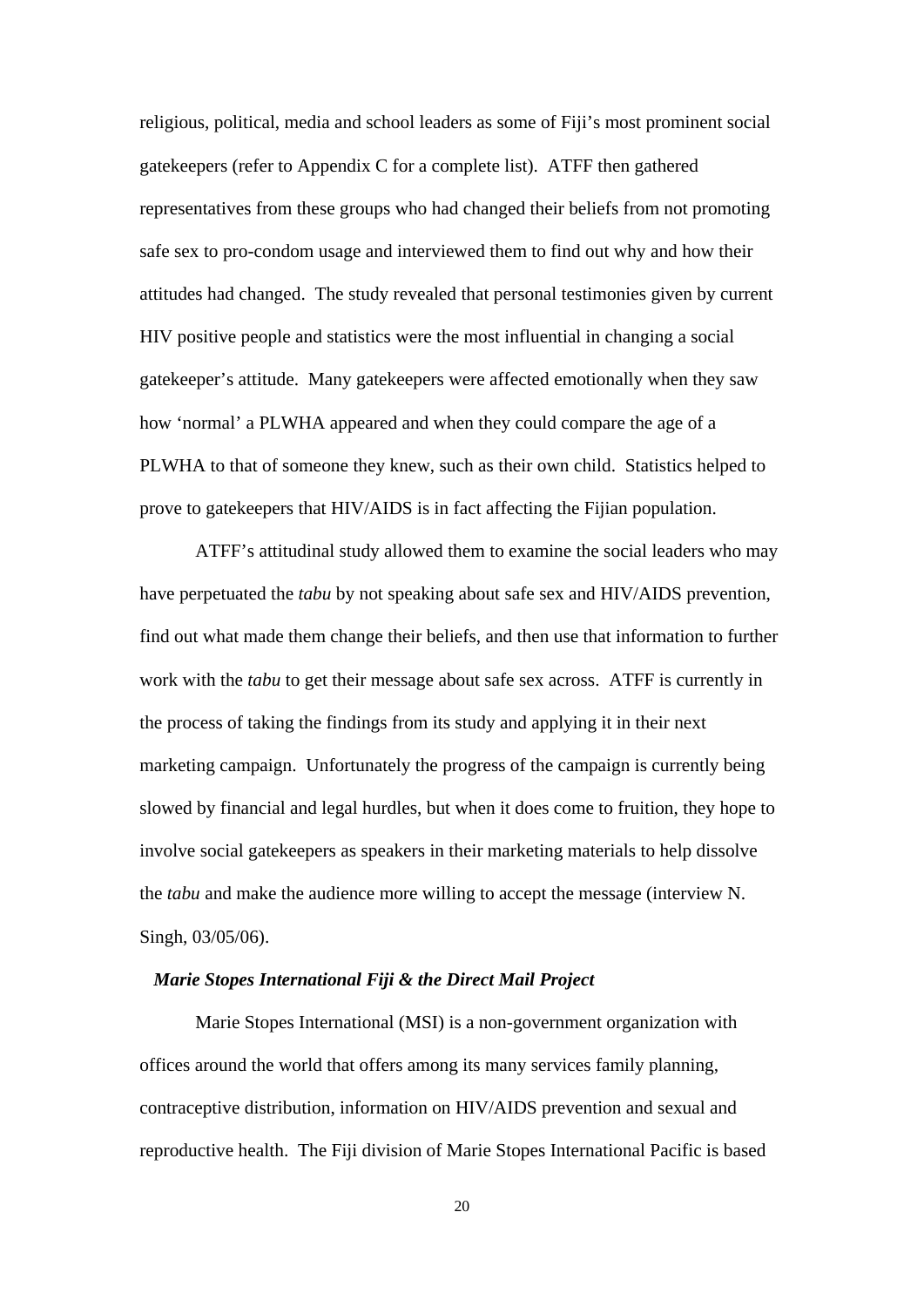religious, political, media and school leaders as some of Fiji's most prominent social gatekeepers (refer to Appendix C for a complete list). ATFF then gathered representatives from these groups who had changed their beliefs from not promoting safe sex to pro-condom usage and interviewed them to find out why and how their attitudes had changed. The study revealed that personal testimonies given by current HIV positive people and statistics were the most influential in changing a social gatekeeper's attitude. Many gatekeepers were affected emotionally when they saw how 'normal' a PLWHA appeared and when they could compare the age of a PLWHA to that of someone they knew, such as their own child. Statistics helped to prove to gatekeepers that HIV/AIDS is in fact affecting the Fijian population.

ATFF's attitudinal study allowed them to examine the social leaders who may have perpetuated the *tabu* by not speaking about safe sex and HIV/AIDS prevention, find out what made them change their beliefs, and then use that information to further work with the *tabu* to get their message about safe sex across. ATFF is currently in the process of taking the findings from its study and applying it in their next marketing campaign. Unfortunately the progress of the campaign is currently being slowed by financial and legal hurdles, but when it does come to fruition, they hope to involve social gatekeepers as speakers in their marketing materials to help dissolve the *tabu* and make the audience more willing to accept the message (interview N. Singh, 03/05/06).

### *Marie Stopes International Fiji & the Direct Mail Project*

Marie Stopes International (MSI) is a non-government organization with offices around the world that offers among its many services family planning, contraceptive distribution, information on HIV/AIDS prevention and sexual and reproductive health. The Fiji division of Marie Stopes International Pacific is based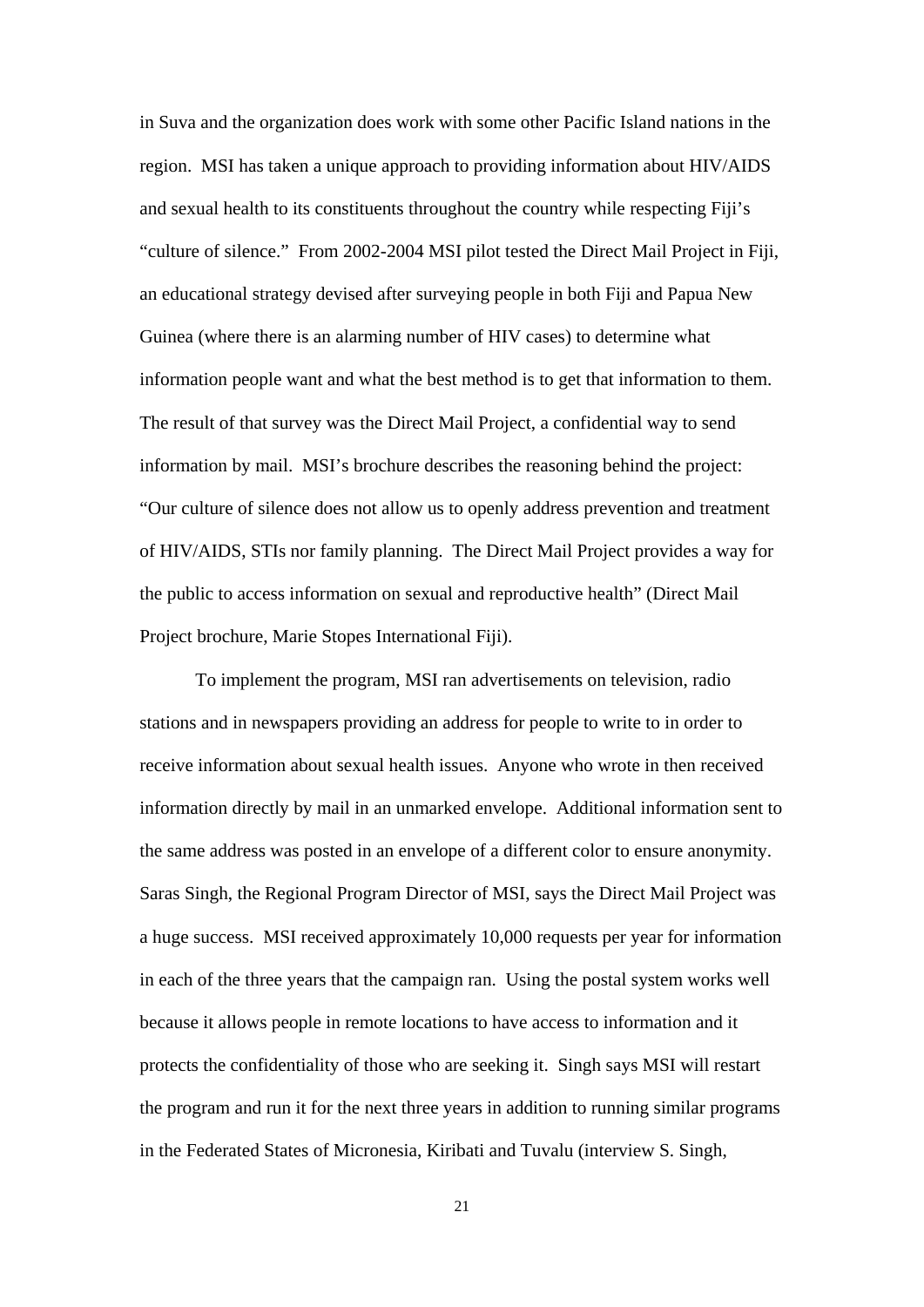in Suva and the organization does work with some other Pacific Island nations in the region. MSI has taken a unique approach to providing information about HIV/AIDS and sexual health to its constituents throughout the country while respecting Fiji's "culture of silence." From 2002-2004 MSI pilot tested the Direct Mail Project in Fiji, an educational strategy devised after surveying people in both Fiji and Papua New Guinea (where there is an alarming number of HIV cases) to determine what information people want and what the best method is to get that information to them. The result of that survey was the Direct Mail Project, a confidential way to send information by mail. MSI's brochure describes the reasoning behind the project: "Our culture of silence does not allow us to openly address prevention and treatment of HIV/AIDS, STIs nor family planning. The Direct Mail Project provides a way for the public to access information on sexual and reproductive health" (Direct Mail Project brochure, Marie Stopes International Fiji).

To implement the program, MSI ran advertisements on television, radio stations and in newspapers providing an address for people to write to in order to receive information about sexual health issues. Anyone who wrote in then received information directly by mail in an unmarked envelope. Additional information sent to the same address was posted in an envelope of a different color to ensure anonymity. Saras Singh, the Regional Program Director of MSI, says the Direct Mail Project was a huge success. MSI received approximately 10,000 requests per year for information in each of the three years that the campaign ran. Using the postal system works well because it allows people in remote locations to have access to information and it protects the confidentiality of those who are seeking it. Singh says MSI will restart the program and run it for the next three years in addition to running similar programs in the Federated States of Micronesia, Kiribati and Tuvalu (interview S. Singh,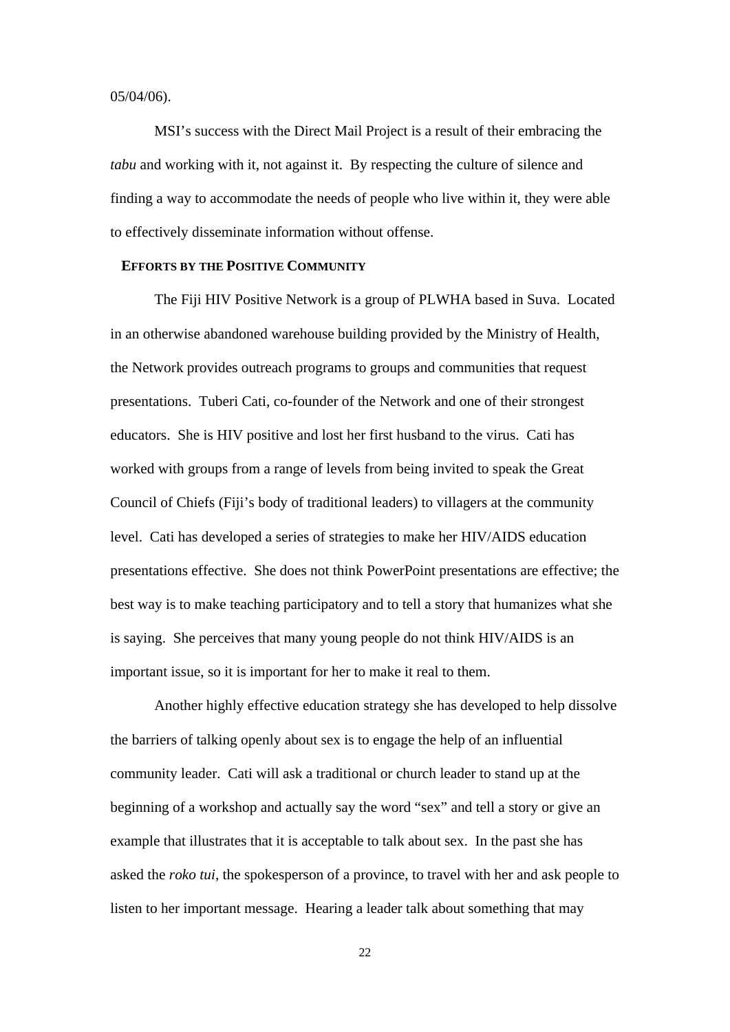05/04/06).

MSI's success with the Direct Mail Project is a result of their embracing the *tabu* and working with it, not against it. By respecting the culture of silence and finding a way to accommodate the needs of people who live within it, they were able to effectively disseminate information without offense.

### EFFORTS BY THE POSITIVE COMMUNITY

The Fiji HIV Positive Network is a group of PLWHA based in Suva. Located in an otherwise abandoned warehouse building provided by the Ministry of Health, the Network provides outreach programs to groups and communities that request presentations. Tuberi Cati, co-founder of the Network and one of their strongest educators. She is HIV positive and lost her first husband to the virus. Cati has worked with groups from a range of levels from being invited to speak the Great Council of Chiefs (Fiji's body of traditional leaders) to villagers at the community level. Cati has developed a series of strategies to make her HIV/AIDS education presentations effective. She does not think PowerPoint presentations are effective; the best way is to make teaching participatory and to tell a story that humanizes what she is saying. She perceives that many young people do not think HIV/AIDS is an important issue, so it is important for her to make it real to them.

Another highly effective education strategy she has developed to help dissolve the barriers of talking openly about sex is to engage the help of an influential community leader. Cati will ask a traditional or church leader to stand up at the beginning of a workshop and actually say the word "sex" and tell a story or give an example that illustrates that it is acceptable to talk about sex. In the past she has asked the *roko tui*, the spokesperson of a province, to travel with her and ask people to listen to her important message. Hearing a leader talk about something that may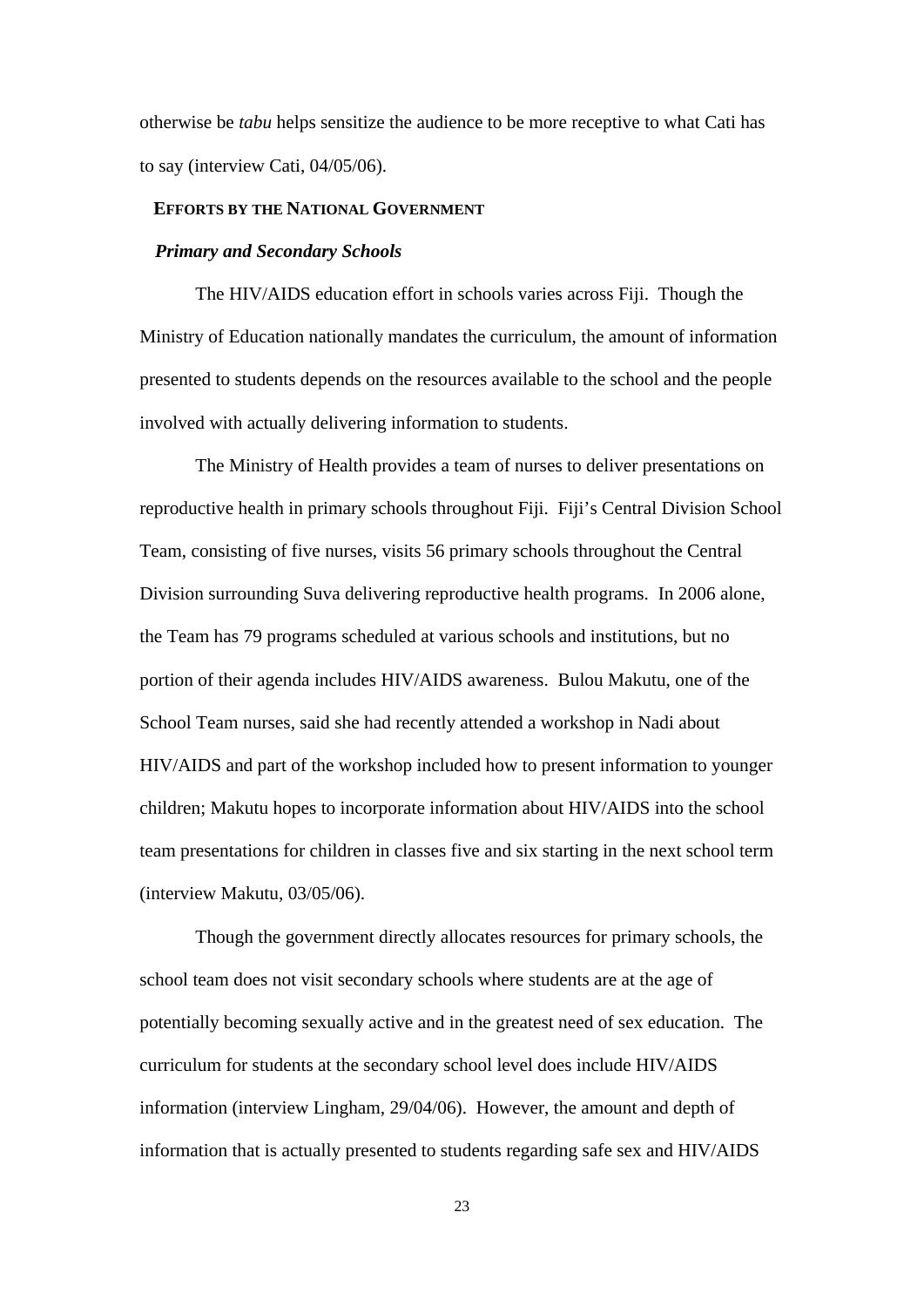otherwise be *tabu* helps sensitize the audience to be more receptive to what Cati has to say (interview Cati, 04/05/06).

## Efforts by the National Government

### *Primary and Secondary Schools*

The HIV/AIDS education effort in schools varies across Fiji. Though the Ministry of Education nationally mandates the curriculum, the amount of information presented to students depends on the resources available to the school and the people involved with actually delivering information to students.

The Ministry of Health provides a team of nurses to deliver presentations on reproductive health in primary schools throughout Fiji. Fiji's Central Division School Team, consisting of five nurses, visits 56 primary schools throughout the Central Division surrounding Suva delivering reproductive health programs. In 2006 alone, the Team has 79 programs scheduled at various schools and institutions, but no portion of their agenda includes HIV/AIDS awareness. Bulou Makutu, one of the School Team nurses, said she had recently attended a workshop in Nadi about HIV/AIDS and part of the workshop included how to present information to younger children; Makutu hopes to incorporate information about HIV/AIDS into the school team presentations for children in classes five and six starting in the next school term (interview Makutu, 03/05/06).

Though the government directly allocates resources for primary schools, the school team does not visit secondary schools where students are at the age of potentially becoming sexually active and in the greatest need of sex education. The curriculum for students at the secondary school level does include HIV/AIDS information (interview Lingham, 29/04/06). However, the amount and depth of information that is actually presented to students regarding safe sex and HIV/AIDS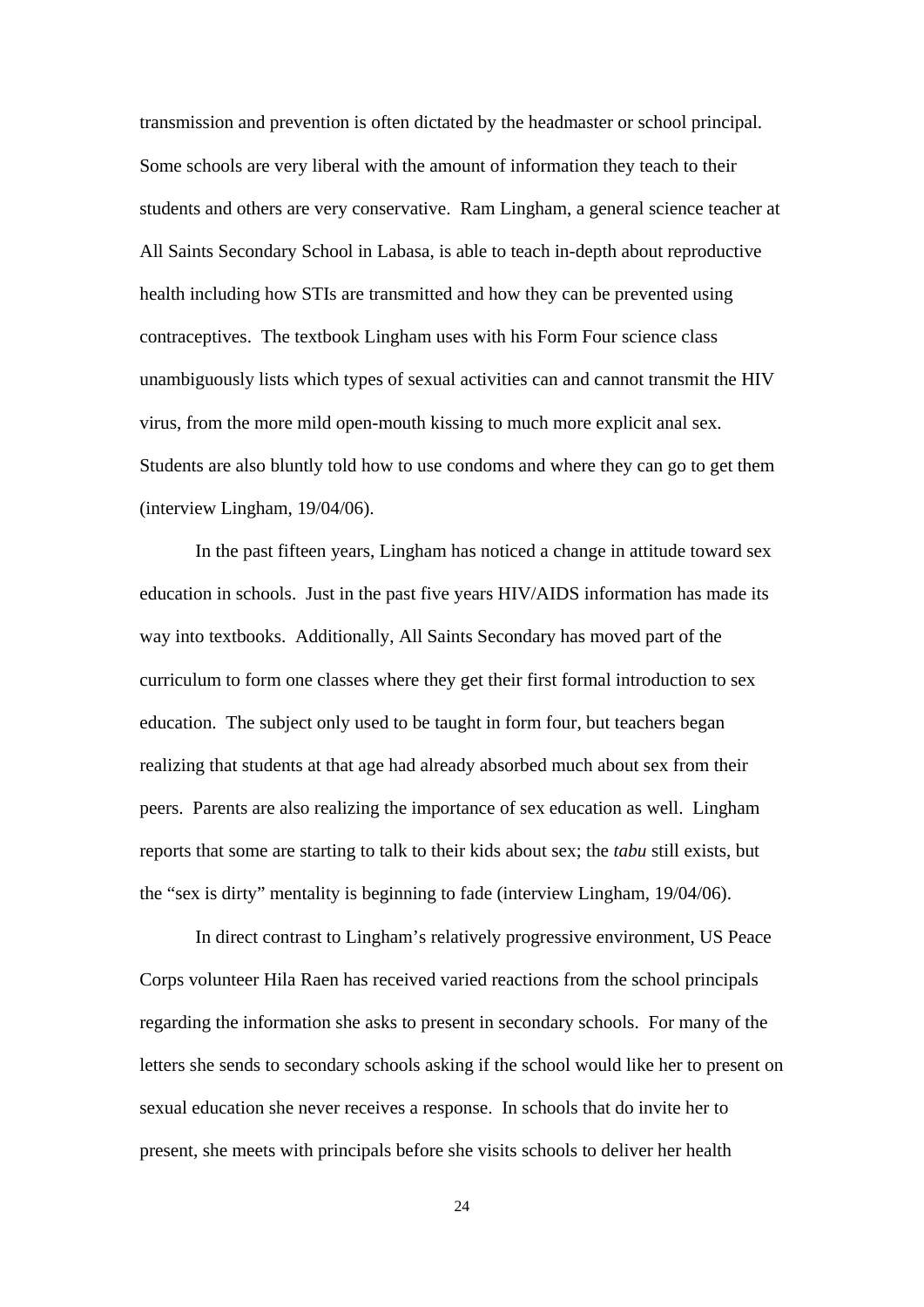transmission and prevention is often dictated by the headmaster or school principal. Some schools are very liberal with the amount of information they teach to their students and others are very conservative. Ram Lingham, a general science teacher at All Saints Secondary School in Labasa, is able to teach in-depth about reproductive health including how STIs are transmitted and how they can be prevented using contraceptives. The textbook Lingham uses with his Form Four science class unambiguously lists which types of sexual activities can and cannot transmit the HIV virus, from the more mild open-mouth kissing to much more explicit anal sex. Students are also bluntly told how to use condoms and where they can go to get them (interview Lingham, 19/04/06).

In the past fifteen years, Lingham has noticed a change in attitude toward sex education in schools. Just in the past five years HIV/AIDS information has made its way into textbooks. Additionally, All Saints Secondary has moved part of the curriculum to form one classes where they get their first formal introduction to sex education. The subject only used to be taught in form four, but teachers began realizing that students at that age had already absorbed much about sex from their peers. Parents are also realizing the importance of sex education as well. Lingham reports that some are starting to talk to their kids about sex; the *tabu* still exists, but the "sex is dirty" mentality is beginning to fade (interview Lingham, 19/04/06).

In direct contrast to Lingham's relatively progressive environment, US Peace Corps volunteer Hila Raen has received varied reactions from the school principals regarding the information she asks to present in secondary schools. For many of the letters she sends to secondary schools asking if the school would like her to present on sexual education she never receives a response. In schools that do invite her to present, she meets with principals before she visits schools to deliver her health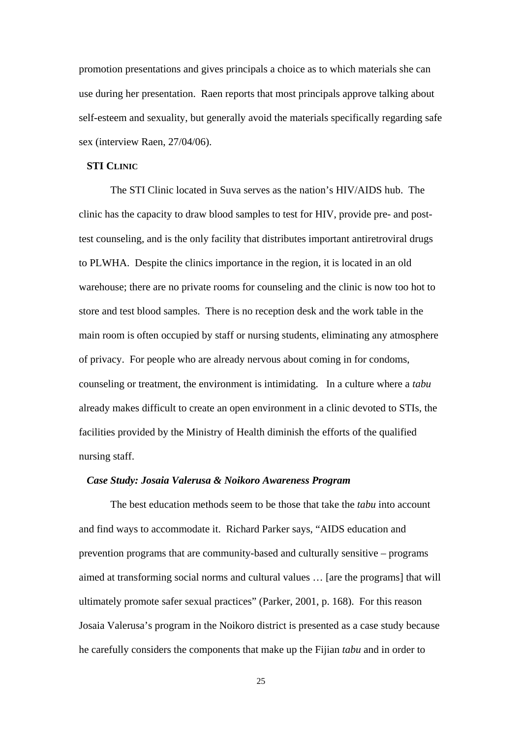promotion presentations and gives principals a choice as to which materials she can use during her presentation. Raen reports that most principals approve talking about self-esteem and sexuality, but generally avoid the materials specifically regarding safe sex (interview Raen, 27/04/06).

**STI CLINIC**

The STI Clinic located in Suva serves as the nation's HIV/AIDS hub. The clinic has the capacity to draw blood samples to test for HIV, provide pre- and post-test counseling, and is the only facility that distributes important antiretroviral drugs to PLWHA. Despite the clinics importance in the region, it is located in an old warehouse; there are no private rooms for counseling and the clinic is now too hot to store and test blood samples. There is no reception desk and the work table in the main room is often occupied by staff or nursing students, eliminating any atmosphere of privacy. For people who are already nervous about coming in for condoms, counseling or treatment, the environment is intimidating. In a culture where a *tabu* already makes difficult to create an open environment in a clinic devoted to STIs, the facilities provided by the Ministry of Health diminish the efforts of the qualified nursing staff.

***Case Study: Josaia Valerusa & Noikoro Awareness Program***

The best education methods seem to be those that take the *tabu* into account and find ways to accommodate it. Richard Parker says, "AIDS education and prevention programs that are community-based and culturally sensitive – programs aimed at transforming social norms and cultural values … [are the programs] that will ultimately promote safer sexual practices" (Parker, 2001, p. 168). For this reason Josaia Valerusa's program in the Noikoro district is presented as a case study because he carefully considers the components that make up the Fijian *tabu* and in order to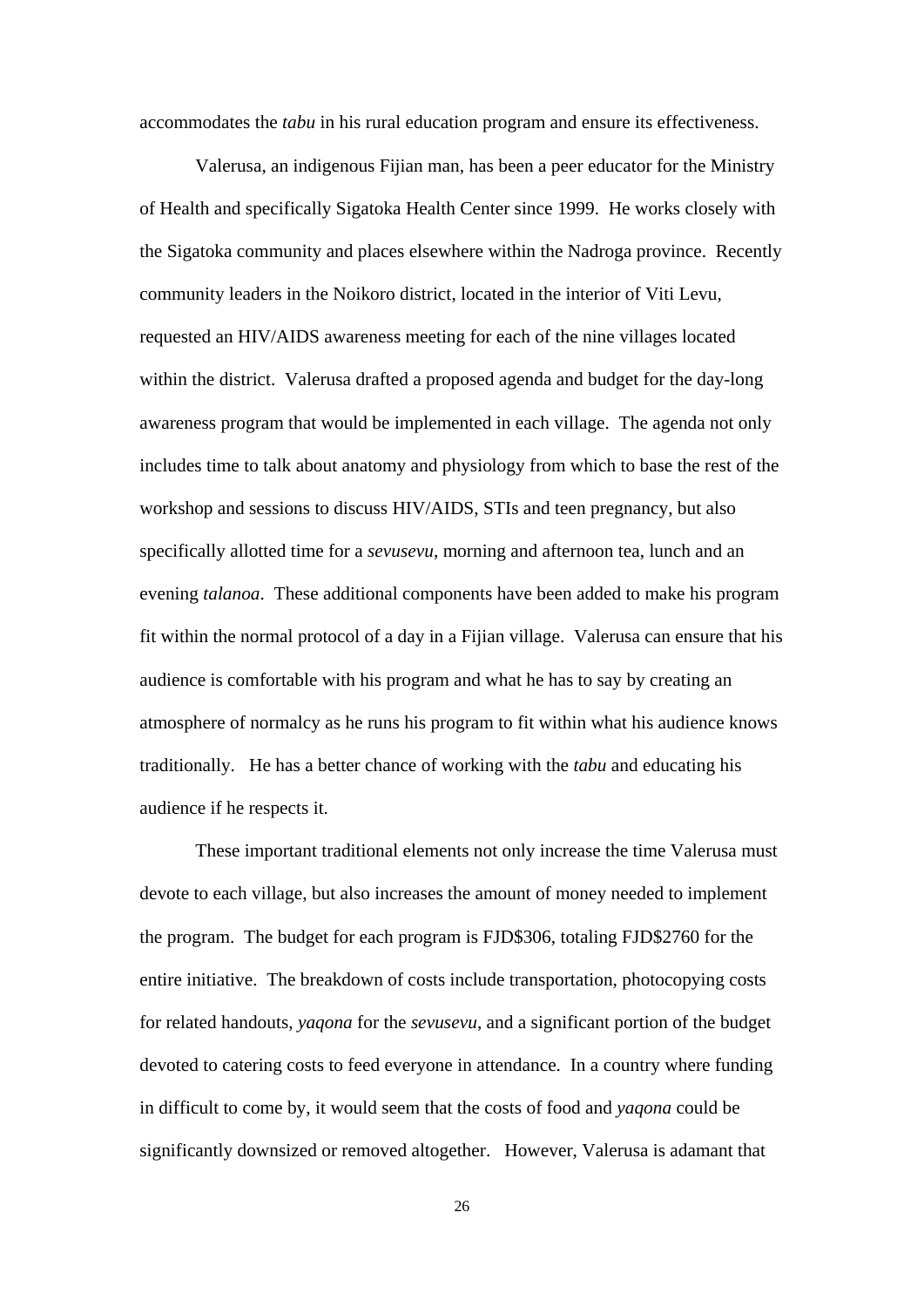accommodates the *tabu* in his rural education program and ensure its effectiveness.

Valerusa, an indigenous Fijian man, has been a peer educator for the Ministry of Health and specifically Sigatoka Health Center since 1999. He works closely with the Sigatoka community and places elsewhere within the Nadroga province. Recently community leaders in the Noikoro district, located in the interior of Viti Levu, requested an HIV/AIDS awareness meeting for each of the nine villages located within the district. Valerusa drafted a proposed agenda and budget for the day-long awareness program that would be implemented in each village. The agenda not only includes time to talk about anatomy and physiology from which to base the rest of the workshop and sessions to discuss HIV/AIDS, STIs and teen pregnancy, but also specifically allotted time for a *sevusevu*, morning and afternoon tea, lunch and an evening *talanoa*. These additional components have been added to make his program fit within the normal protocol of a day in a Fijian village. Valerusa can ensure that his audience is comfortable with his program and what he has to say by creating an atmosphere of normalcy as he runs his program to fit within what his audience knows traditionally. He has a better chance of working with the *tabu* and educating his audience if he respects it.

These important traditional elements not only increase the time Valerusa must devote to each village, but also increases the amount of money needed to implement the program. The budget for each program is FJD$306, totaling FJD$2760 for the entire initiative. The breakdown of costs include transportation, photocopying costs for related handouts, *yaqona* for the *sevusevu*, and a significant portion of the budget devoted to catering costs to feed everyone in attendance. In a country where funding in difficult to come by, it would seem that the costs of food and *yaqona* could be significantly downsized or removed altogether. However, Valerusa is adamant that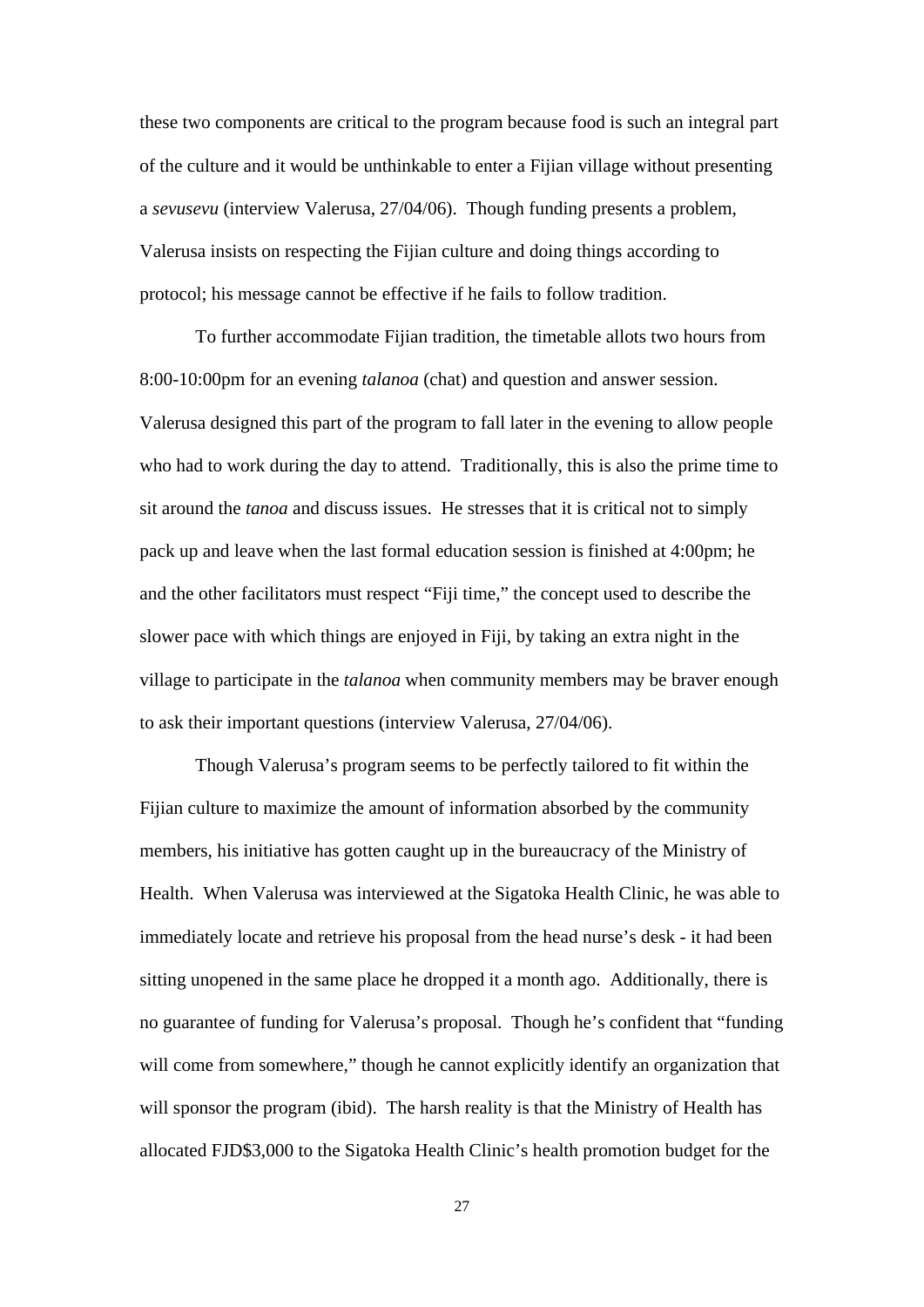these two components are critical to the program because food is such an integral part of the culture and it would be unthinkable to enter a Fijian village without presenting a *sevusevu* (interview Valerusa, 27/04/06). Though funding presents a problem, Valerusa insists on respecting the Fijian culture and doing things according to protocol; his message cannot be effective if he fails to follow tradition.

To further accommodate Fijian tradition, the timetable allots two hours from 8:00-10:00pm for an evening *talanoa* (chat) and question and answer session. Valerusa designed this part of the program to fall later in the evening to allow people who had to work during the day to attend. Traditionally, this is also the prime time to sit around the *tanoa* and discuss issues. He stresses that it is critical not to simply pack up and leave when the last formal education session is finished at 4:00pm; he and the other facilitators must respect "Fiji time," the concept used to describe the slower pace with which things are enjoyed in Fiji, by taking an extra night in the village to participate in the *talanoa* when community members may be braver enough to ask their important questions (interview Valerusa, 27/04/06).

Though Valerusa's program seems to be perfectly tailored to fit within the Fijian culture to maximize the amount of information absorbed by the community members, his initiative has gotten caught up in the bureaucracy of the Ministry of Health. When Valerusa was interviewed at the Sigatoka Health Clinic, he was able to immediately locate and retrieve his proposal from the head nurse's desk - it had been sitting unopened in the same place he dropped it a month ago. Additionally, there is no guarantee of funding for Valerusa's proposal. Though he's confident that "funding will come from somewhere," though he cannot explicitly identify an organization that will sponsor the program (ibid). The harsh reality is that the Ministry of Health has allocated FJD$3,000 to the Sigatoka Health Clinic's health promotion budget for the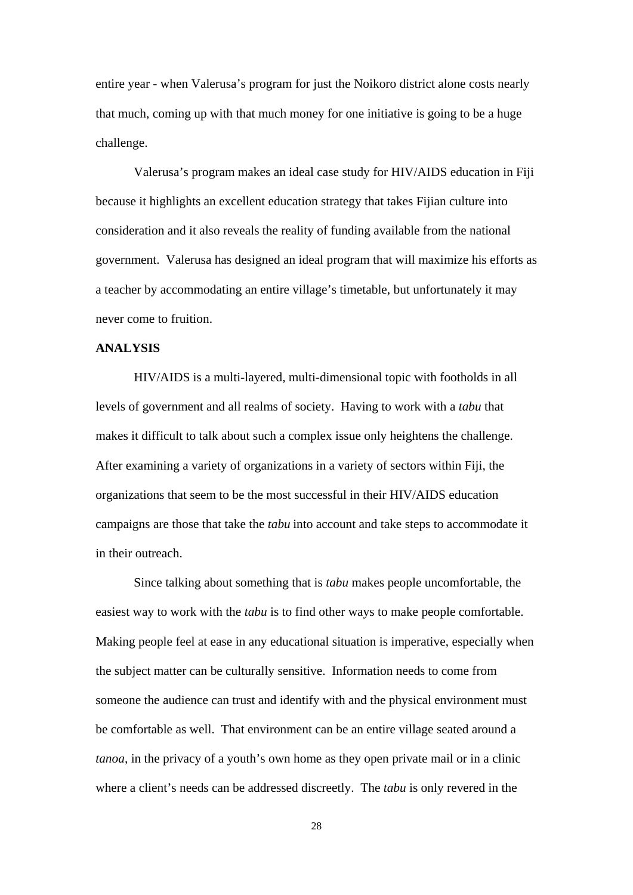entire year - when Valerusa's program for just the Noikoro district alone costs nearly that much, coming up with that much money for one initiative is going to be a huge challenge.

Valerusa's program makes an ideal case study for HIV/AIDS education in Fiji because it highlights an excellent education strategy that takes Fijian culture into consideration and it also reveals the reality of funding available from the national government. Valerusa has designed an ideal program that will maximize his efforts as a teacher by accommodating an entire village's timetable, but unfortunately it may never come to fruition.

**ANALYSIS**

HIV/AIDS is a multi-layered, multi-dimensional topic with footholds in all levels of government and all realms of society. Having to work with a *tabu* that makes it difficult to talk about such a complex issue only heightens the challenge. After examining a variety of organizations in a variety of sectors within Fiji, the organizations that seem to be the most successful in their HIV/AIDS education campaigns are those that take the *tabu* into account and take steps to accommodate it in their outreach.

Since talking about something that is *tabu* makes people uncomfortable, the easiest way to work with the *tabu* is to find other ways to make people comfortable. Making people feel at ease in any educational situation is imperative, especially when the subject matter can be culturally sensitive. Information needs to come from someone the audience can trust and identify with and the physical environment must be comfortable as well. That environment can be an entire village seated around a *tanoa*, in the privacy of a youth's own home as they open private mail or in a clinic where a client's needs can be addressed discreetly. The *tabu* is only revered in the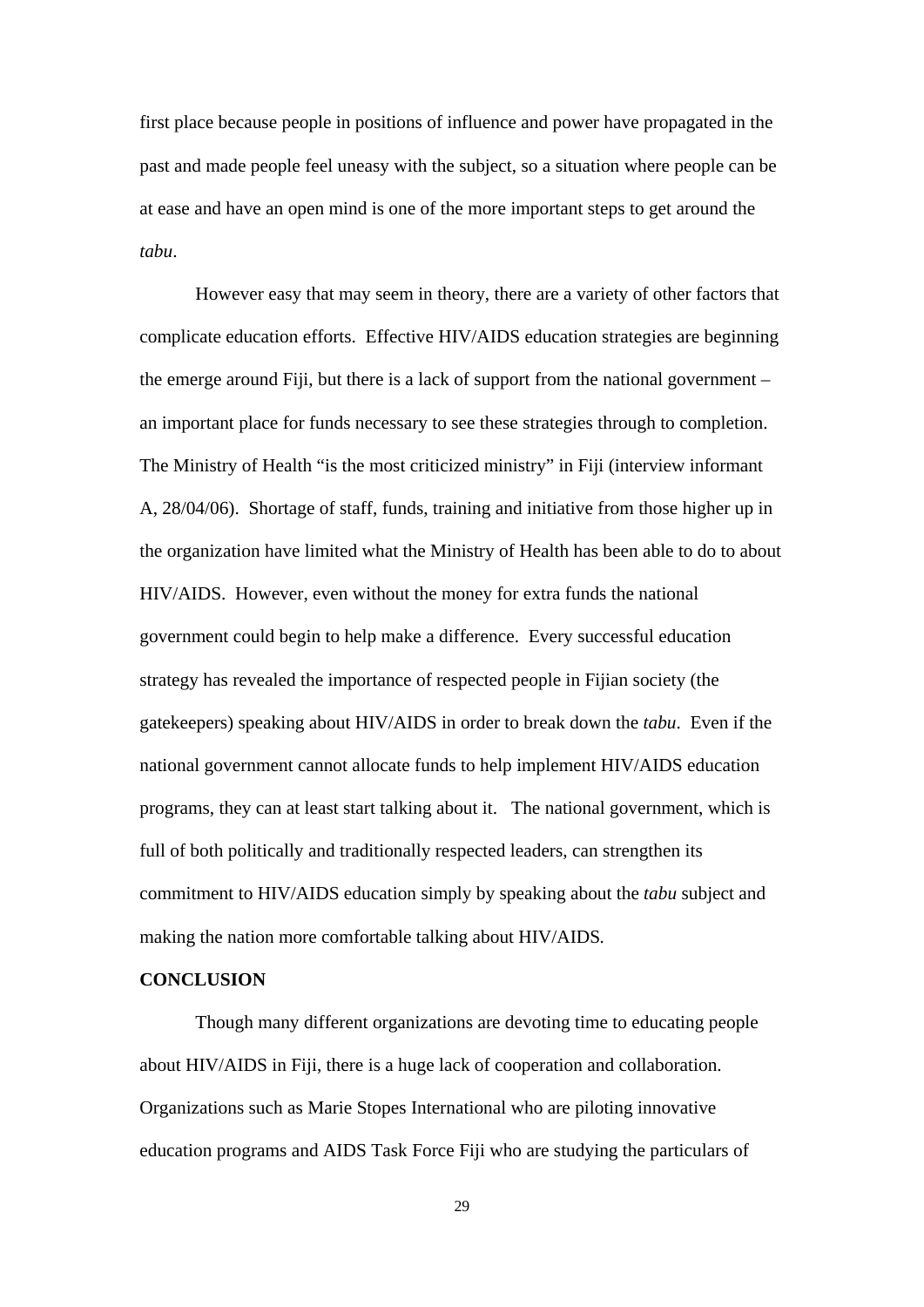first place because people in positions of influence and power have propagated in the past and made people feel uneasy with the subject, so a situation where people can be at ease and have an open mind is one of the more important steps to get around the *tabu*.

However easy that may seem in theory, there are a variety of other factors that complicate education efforts. Effective HIV/AIDS education strategies are beginning the emerge around Fiji, but there is a lack of support from the national government – an important place for funds necessary to see these strategies through to completion. The Ministry of Health "is the most criticized ministry" in Fiji (interview informant A, 28/04/06). Shortage of staff, funds, training and initiative from those higher up in the organization have limited what the Ministry of Health has been able to do to about HIV/AIDS. However, even without the money for extra funds the national government could begin to help make a difference. Every successful education strategy has revealed the importance of respected people in Fijian society (the gatekeepers) speaking about HIV/AIDS in order to break down the *tabu*. Even if the national government cannot allocate funds to help implement HIV/AIDS education programs, they can at least start talking about it. The national government, which is full of both politically and traditionally respected leaders, can strengthen its commitment to HIV/AIDS education simply by speaking about the *tabu* subject and making the nation more comfortable talking about HIV/AIDS.

**CONCLUSION**

Though many different organizations are devoting time to educating people about HIV/AIDS in Fiji, there is a huge lack of cooperation and collaboration. Organizations such as Marie Stopes International who are piloting innovative education programs and AIDS Task Force Fiji who are studying the particulars of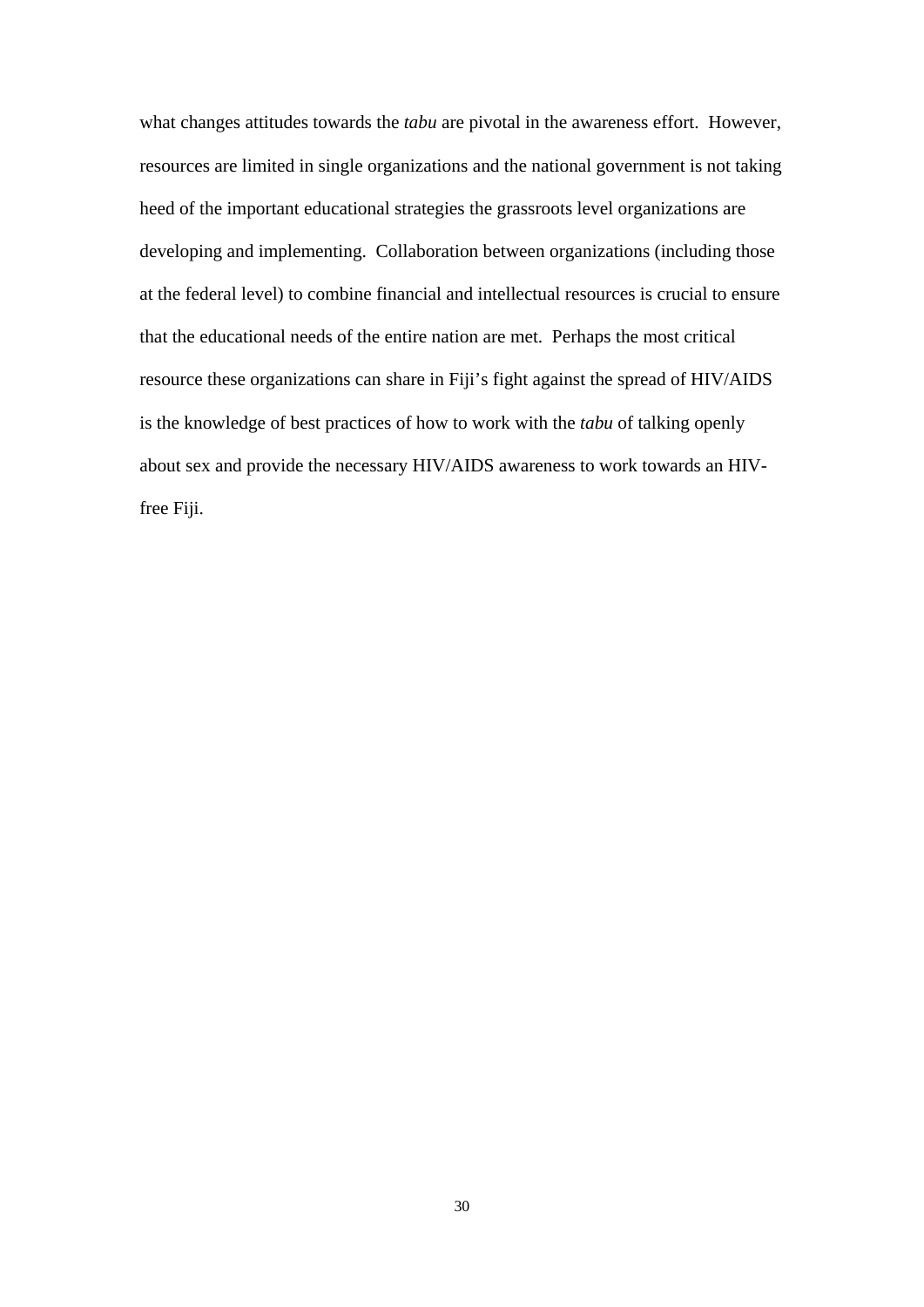what changes attitudes towards the *tabu* are pivotal in the awareness effort. However, resources are limited in single organizations and the national government is not taking heed of the important educational strategies the grassroots level organizations are developing and implementing. Collaboration between organizations (including those at the federal level) to combine financial and intellectual resources is crucial to ensure that the educational needs of the entire nation are met. Perhaps the most critical resource these organizations can share in Fiji's fight against the spread of HIV/AIDS is the knowledge of best practices of how to work with the *tabu* of talking openly about sex and provide the necessary HIV/AIDS awareness to work towards an HIV-free Fiji.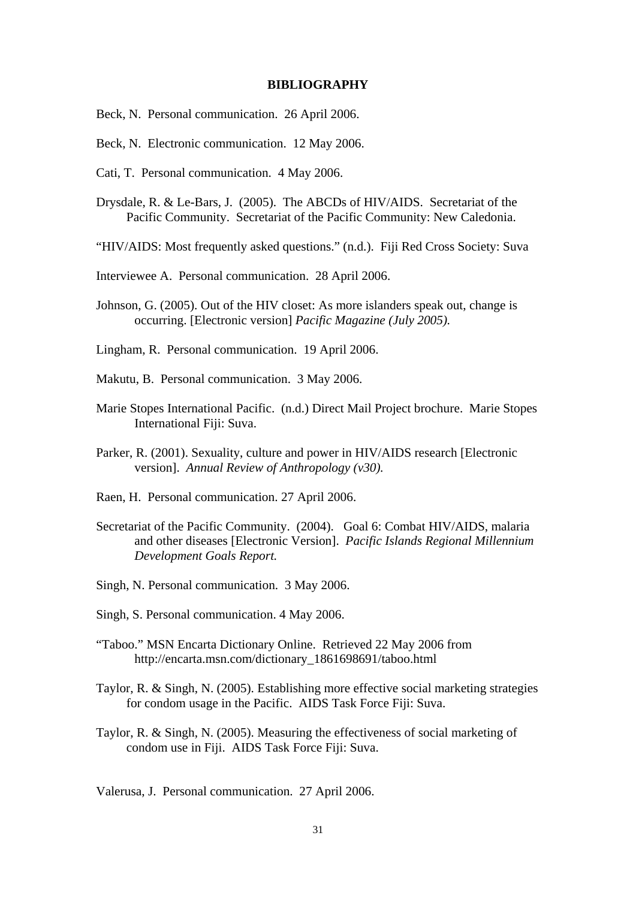## BIBLIOGRAPHY

Beck, N. Personal communication. 26 April 2006.

Beck, N. Electronic communication. 12 May 2006.

Cati, T. Personal communication. 4 May 2006.

Drysdale, R. & Le-Bars, J. (2005). The ABCDs of HIV/AIDS. Secretariat of the Pacific Community. Secretariat of the Pacific Community: New Caledonia.

"HIV/AIDS: Most frequently asked questions." (n.d.). Fiji Red Cross Society: Suva

Interviewee A. Personal communication. 28 April 2006.

Johnson, G. (2005). Out of the HIV closet: As more islanders speak out, change is occurring. [Electronic version] *Pacific Magazine (July 2005).*

Lingham, R. Personal communication. 19 April 2006.

Makutu, B. Personal communication. 3 May 2006.

Marie Stopes International Pacific. (n.d.) Direct Mail Project brochure. Marie Stopes International Fiji: Suva.

Parker, R. (2001). Sexuality, culture and power in HIV/AIDS research [Electronic version]. *Annual Review of Anthropology (v30).*

Raen, H. Personal communication. 27 April 2006.

Secretariat of the Pacific Community. (2004). Goal 6: Combat HIV/AIDS, malaria and other diseases [Electronic Version]. *Pacific Islands Regional Millennium Development Goals Report.*

Singh, N. Personal communication. 3 May 2006.

Singh, S. Personal communication. 4 May 2006.

"Taboo." MSN Encarta Dictionary Online. Retrieved 22 May 2006 from http://encarta.msn.com/dictionary_1861698691/taboo.html

Taylor, R. & Singh, N. (2005). Establishing more effective social marketing strategies for condom usage in the Pacific. AIDS Task Force Fiji: Suva.

Taylor, R. & Singh, N. (2005). Measuring the effectiveness of social marketing of condom use in Fiji. AIDS Task Force Fiji: Suva.

Valerusa, J. Personal communication. 27 April 2006.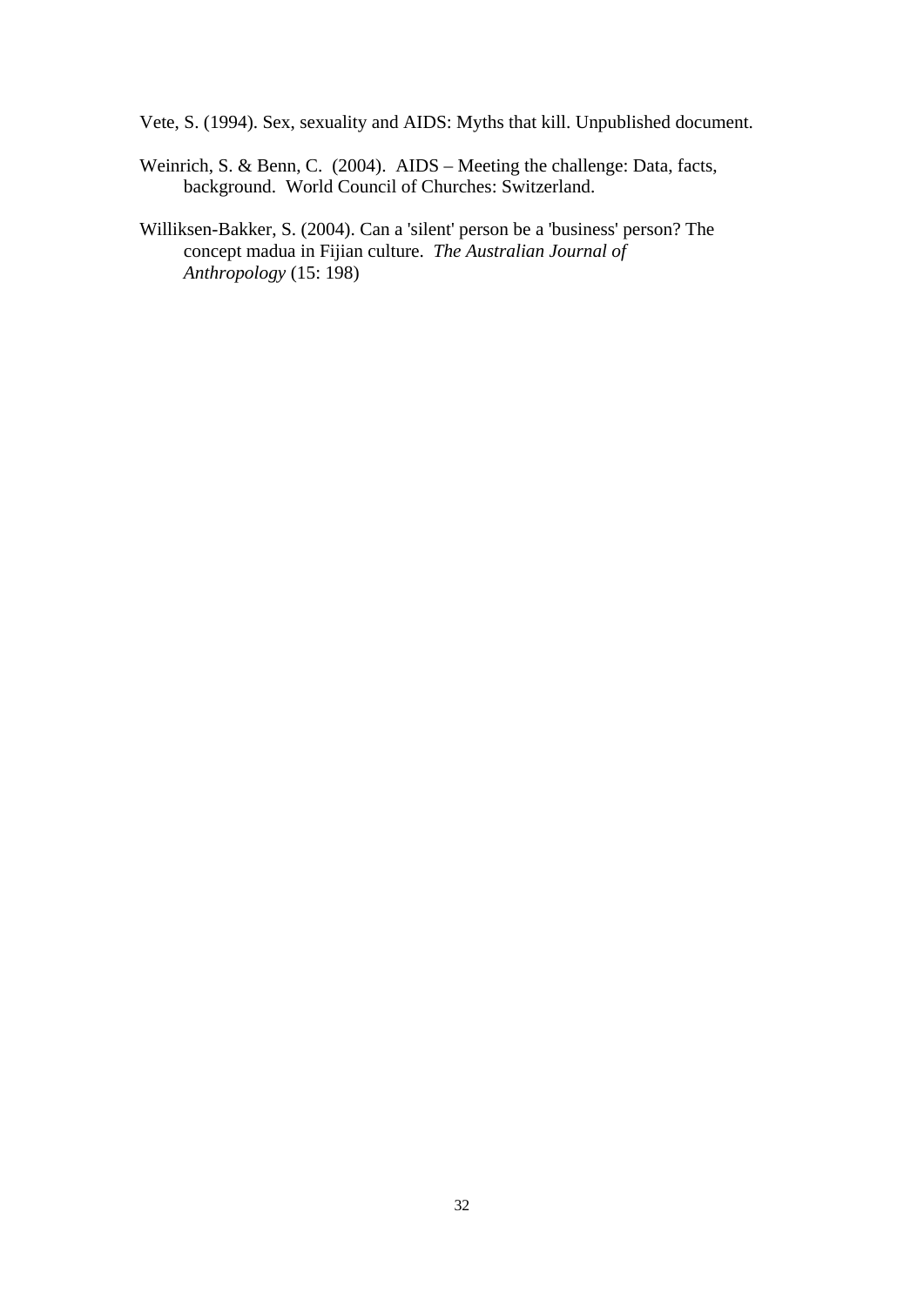Vete, S. (1994). Sex, sexuality and AIDS: Myths that kill. Unpublished document.

Weinrich, S. & Benn, C. (2004). AIDS – Meeting the challenge: Data, facts, background. World Council of Churches: Switzerland.

Williksen-Bakker, S. (2004). Can a 'silent' person be a 'business' person? The concept madua in Fijian culture. *The Australian Journal of Anthropology* (15: 198)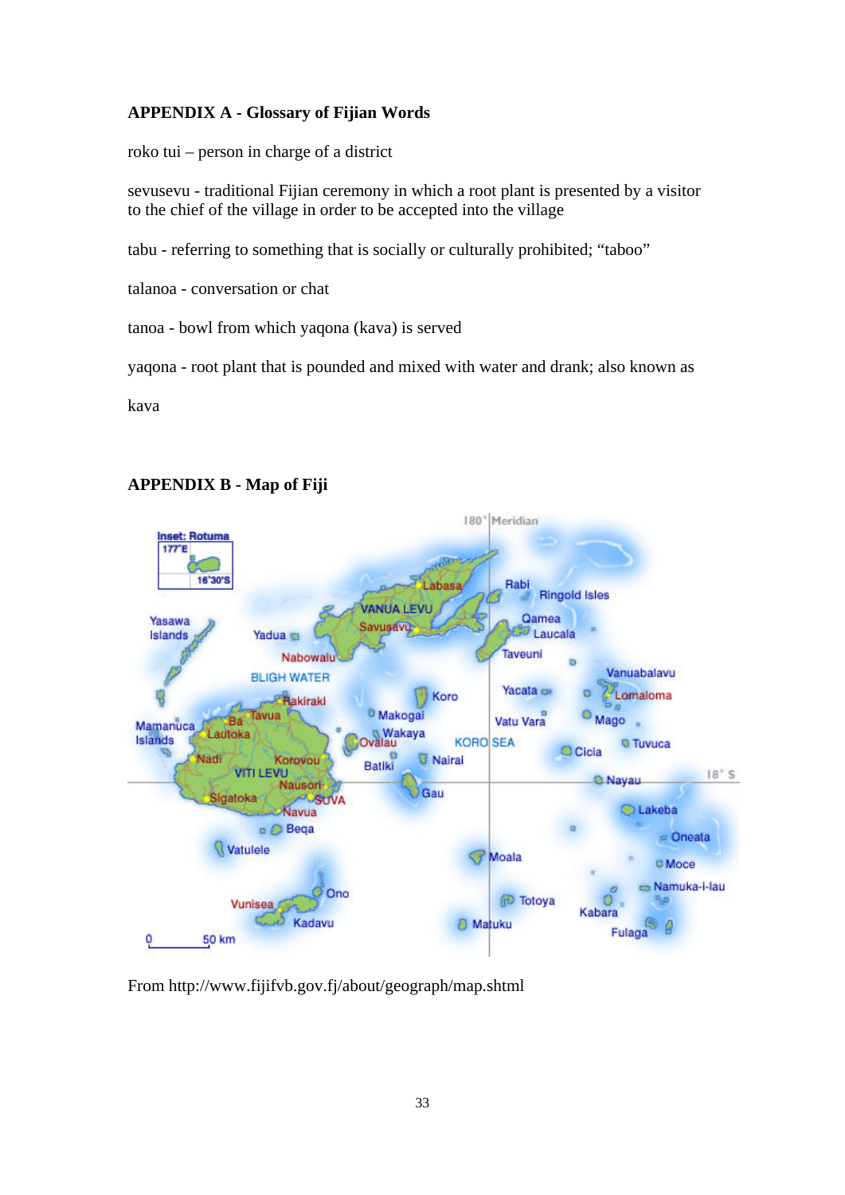**APPENDIX A - Glossary of Fijian Words**

roko tui – person in charge of a district

sevusevu - traditional Fijian ceremony in which a root plant is presented by a visitor to the chief of the village in order to be accepted into the village

tabu - referring to something that is socially or culturally prohibited; "taboo"

talanoa - conversation or chat

tanoa - bowl from which yaqona (kava) is served

yaqona - root plant that is pounded and mixed with water and drank; also known as kava

**APPENDIX B - Map of Fiji**

From http://www.fijifvb.gov.fj/about/geograph/map.shtml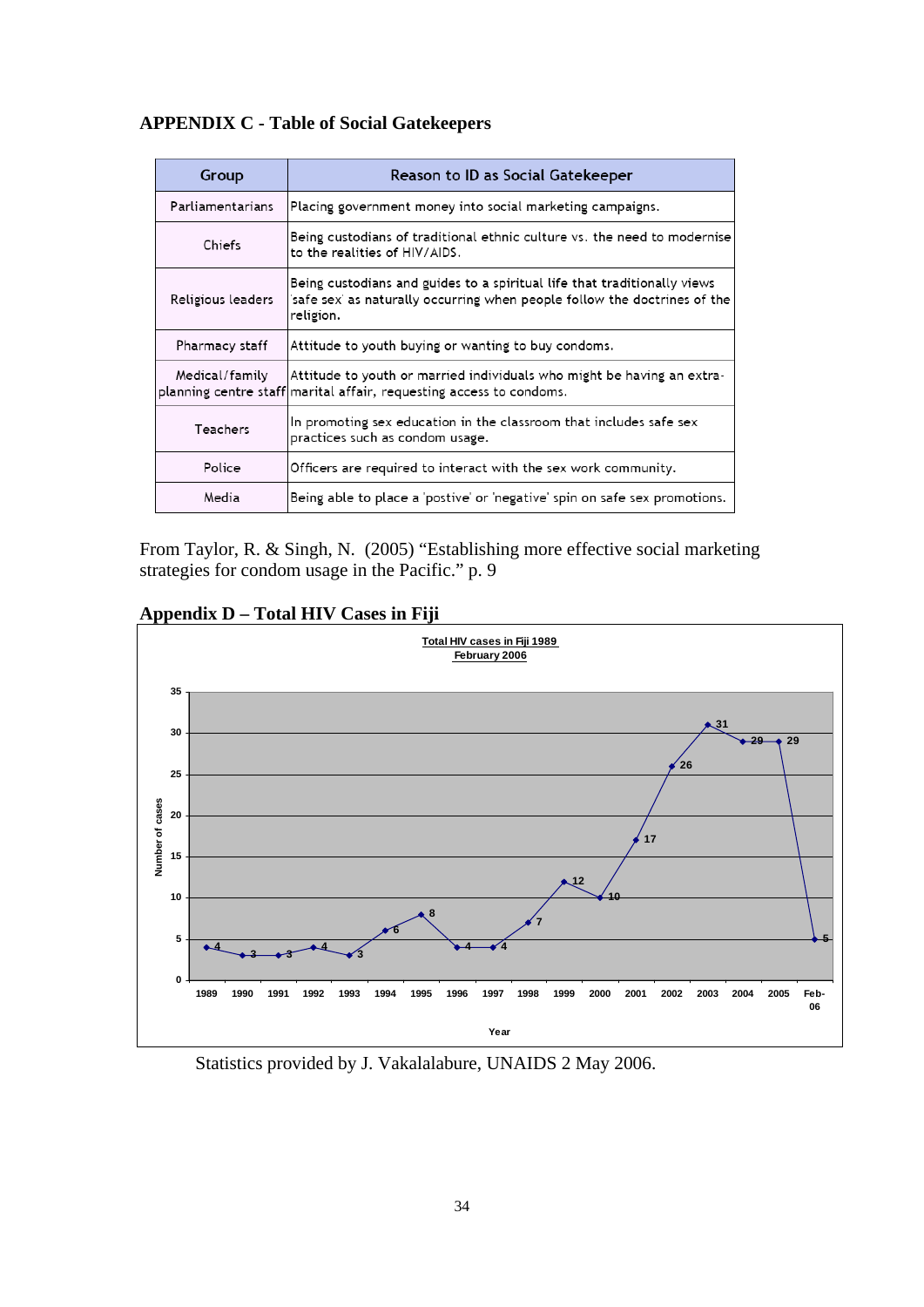## APPENDIX C - Table of Social Gatekeepers

| Group | Reason to ID as Social Gatekeeper |
|---|---|
| Parliamentarians | Placing government money into social marketing campaigns. |
| Chiefs | Being custodians of traditional ethnic culture vs. the need to modernise to the realities of HIV/AIDS. |
| Religious leaders | Being custodians and guides to a spiritual life that traditionally views 'safe sex' as naturally occurring when people follow the doctrines of the religion. |
| Pharmacy staff | Attitude to youth buying or wanting to buy condoms. |
| Medical/family planning centre staff | Attitude to youth or married individuals who might be having an extra-marital affair, requesting access to condoms. |
| Teachers | In promoting sex education in the classroom that includes safe sex practices such as condom usage. |
| Police | Officers are required to interact with the sex work community. |
| Media | Being able to place a 'postive' or 'negative' spin on safe sex promotions. |

From Taylor, R. & Singh, N. (2005) "Establishing more effective social marketing strategies for condom usage in the Pacific." p. 9

## Appendix D – Total HIV Cases in Fiji

Total HIV cases in Fiji 1989 February 2006

Number of cases

35
30
25
20
15
10
5
0

4, 3, 3, 4, 3, 6, 8, 4, 4, 7, 12, 10, 17, 26, 31, 29, 29, 5

1989, 1990, 1991, 1992, 1993, 1994, 1995, 1996, 1997, 1998, 1999, 2000, 2001, 2002, 2003, 2004, 2005, Feb-06

Year

Statistics provided by J. Vakalalabure, UNAIDS 2 May 2006.